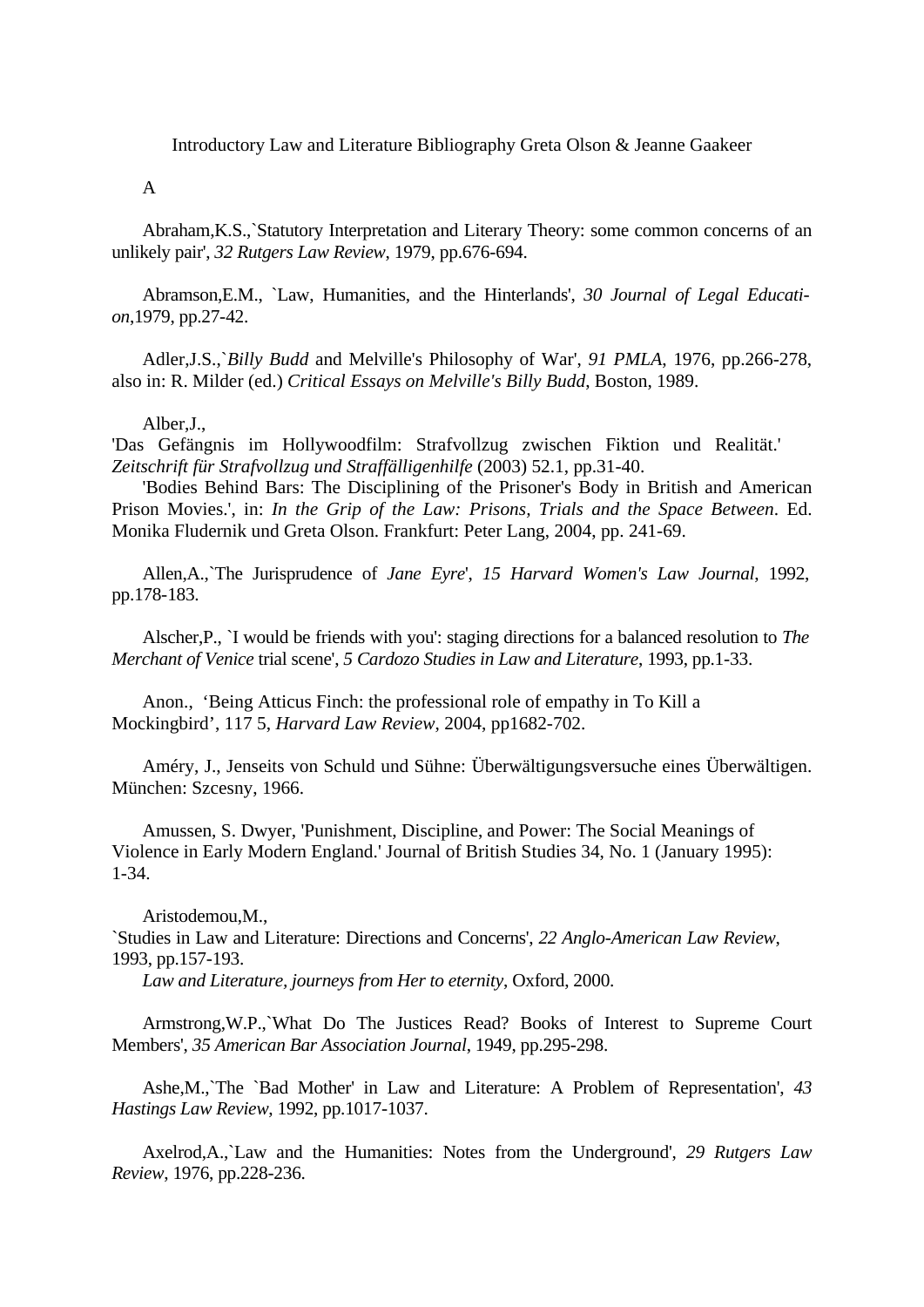# Introductory Law and Literature Bibliography Greta Olson & Jeanne Gaakeer

## A

Abraham,K.S.,`Statutory Interpretation and Literary Theory: some common concerns of an unlikely pair', *32 Rutgers Law Review*, 1979, pp.676-694.

Abramson,E.M., `Law, Humanities, and the Hinterlands', *30 Journal of Legal Education*,1979, pp.27-42.

Adler,J.S.,`*Billy Budd* and Melville's Philosophy of War', *91 PMLA*, 1976, pp.266-278, also in: R. Milder (ed.) *Critical Essays on Melville's Billy Budd*, Boston, 1989.

Alber,J.,

'Das Gefängnis im Hollywoodfilm: Strafvollzug zwischen Fiktion und Realität.' *Zeitschrift für Strafvollzug und Straffälligenhilfe* (2003) 52.1, pp.31-40.

'Bodies Behind Bars: The Disciplining of the Prisoner's Body in British and American Prison Movies.', in: *In the Grip of the Law: Prisons, Trials and the Space Between*. Ed. Monika Fludernik und Greta Olson. Frankfurt: Peter Lang, 2004, pp. 241-69.

Allen,A.,`The Jurisprudence of *Jane Eyre*', *15 Harvard Women's Law Journal*, 1992, pp.178-183.

Alscher,P., `I would be friends with you': staging directions for a balanced resolution to *The Merchant of Venice* trial scene', *5 Cardozo Studies in Law and Literature*, 1993, pp.1-33.

Anon., 'Being Atticus Finch: the professional role of empathy in To Kill a Mockingbird', 117 5, *Harvard Law Review*, 2004, pp1682-702.

Améry, J., Jenseits von Schuld und Sühne: Überwältigungsversuche eines Überwältigen. München: Szcesny, 1966.

Amussen, S. Dwyer, 'Punishment, Discipline, and Power: The Social Meanings of Violence in Early Modern England.' Journal of British Studies 34, No. 1 (January 1995): 1-34.

Aristodemou,M.,

`Studies in Law and Literature: Directions and Concerns', *22 Anglo-American Law Review*, 1993, pp.157-193.

*Law and Literature, journeys from Her to eternity*, Oxford, 2000.

Armstrong,W.P.,`What Do The Justices Read? Books of Interest to Supreme Court Members', *35 American Bar Association Journal*, 1949, pp.295-298.

Ashe,M.,`The `Bad Mother' in Law and Literature: A Problem of Representation', *43 Hastings Law Review*, 1992, pp.1017-1037.

Axelrod,A.,`Law and the Humanities: Notes from the Underground', *29 Rutgers Law Review*, 1976, pp.228-236.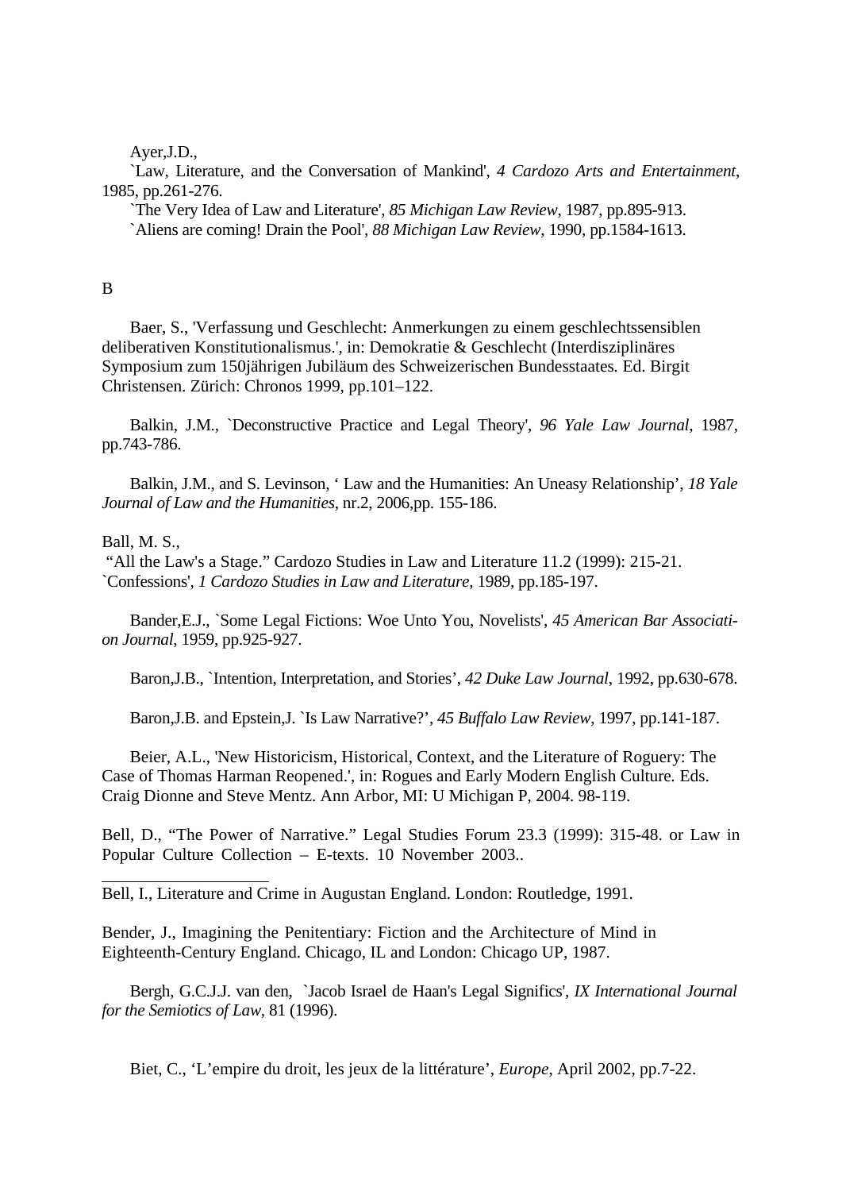Ayer,J.D.,

`Law, Literature, and the Conversation of Mankind', *4 Cardozo Arts and Entertainment*, 1985, pp.261-276.

`The Very Idea of Law and Literature', *85 Michigan Law Review*, 1987, pp.895-913.

`Aliens are coming! Drain the Pool', *88 Michigan Law Review*, 1990, pp.1584-1613.

B

Baer, S., 'Verfassung und Geschlecht: Anmerkungen zu einem geschlechtssensiblen deliberativen Konstitutionalismus.', in: Demokratie & Geschlecht (Interdisziplinäres Symposium zum 150jährigen Jubiläum des Schweizerischen Bundesstaates*.* Ed. Birgit Christensen. Zürich: Chronos 1999, pp.101–122.

Balkin, J.M., `Deconstructive Practice and Legal Theory', *96 Yale Law Journal*, 1987, pp.743-786.

Balkin, J.M., and S. Levinson, ' Law and the Humanities: An Uneasy Relationship', *18 Yale Journal of Law and the Humanities*, nr.2, 2006,pp. 155-186.

Ball, M. S.,

"All the Law's a Stage." Cardozo Studies in Law and Literature 11.2 (1999): 215-21.

`Confessions', *1 Cardozo Studies in Law and Literature*, 1989, pp.185-197.

Bander,E.J., `Some Legal Fictions: Woe Unto You, Novelists', *45 American Bar Association Journal*, 1959, pp.925-927.

Baron,J.B., `Intention, Interpretation, and Stories', *42 Duke Law Journal*, 1992, pp.630-678.

Baron,J.B. and Epstein,J. `Is Law Narrative?', *45 Buffalo Law Review*, 1997, pp.141-187.

Beier, A.L., 'New Historicism, Historical, Context, and the Literature of Roguery: The Case of Thomas Harman Reopened.', in: Rogues and Early Modern English Culture*.* Eds. Craig Dionne and Steve Mentz. Ann Arbor, MI: U Michigan P, 2004. 98-119.

Bell, D., "The Power of Narrative." Legal Studies Forum 23.3 (1999): 315-48. or Law in Popular Culture Collection – E-texts. 10 November 2003..

Bell, I., Literature and Crime in Augustan England. London: Routledge, 1991.

Bender, J., Imagining the Penitentiary: Fiction and the Architecture of Mind in Eighteenth-Century England. Chicago, IL and London: Chicago UP, 1987.

Bergh, G.C.J.J. van den, `Jacob Israel de Haan's Legal Significs', *IX International Journal for the Semiotics of Law*, 81 (1996).

Biet, C., 'L'empire du droit, les jeux de la littérature', *Europe*, April 2002, pp.7-22.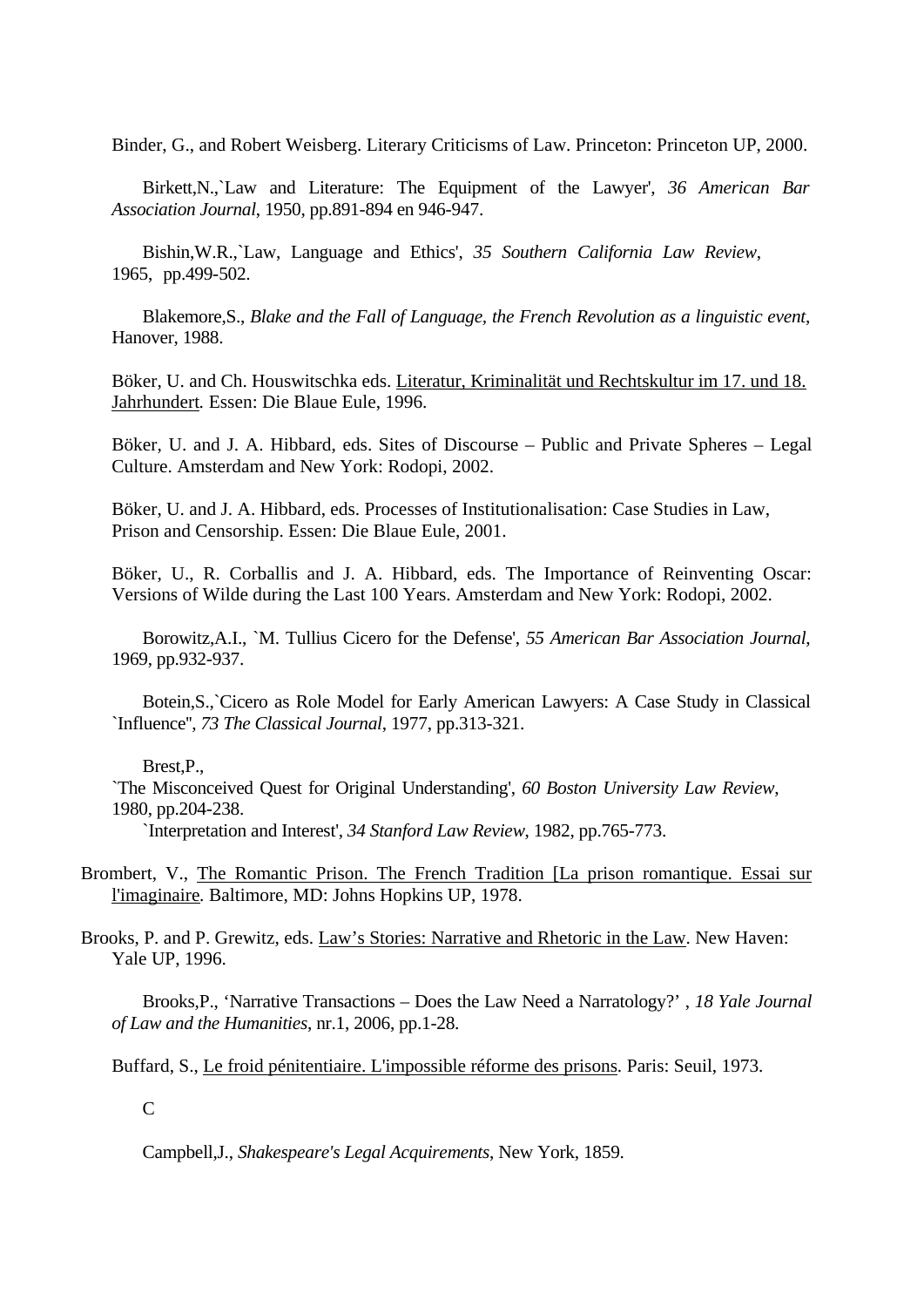Binder, G., and Robert Weisberg. Literary Criticisms of Law. Princeton: Princeton UP, 2000.

Birkett,N.,`Law and Literature: The Equipment of the Lawyer', *36 American Bar Association Journal*, 1950, pp.891-894 en 946-947.

Bishin,W.R.,`Law, Language and Ethics', *35 Southern California Law Review*, 1965, pp.499-502.

Blakemore,S., *Blake and the Fall of Language, the French Revolution as a linguistic event*, Hanover, 1988.

Böker, U. and Ch. Houswitschka eds. <u>Literatur, Kriminalität und Rechtskultur im 17. und 18. Jahrhundert</u>. Essen: Die Blaue Eule, 1996.

Böker, U. and J. A. Hibbard, eds. Sites of Discourse – Public and Private Spheres – Legal Culture. Amsterdam and New York: Rodopi, 2002.

Böker, U. and J. A. Hibbard, eds. Processes of Institutionalisation: Case Studies in Law, Prison and Censorship. Essen: Die Blaue Eule, 2001.

Böker, U., R. Corballis and J. A. Hibbard, eds. The Importance of Reinventing Oscar: Versions of Wilde during the Last 100 Years. Amsterdam and New York: Rodopi, 2002.

Borowitz,A.I., `M. Tullius Cicero for the Defense', *55 American Bar Association Journal*, 1969, pp.932-937.

Botein,S.,`Cicero as Role Model for Early American Lawyers: A Case Study in Classical `Influence'', *73 The Classical Journal*, 1977, pp.313-321.

Brest,P.,

`The Misconceived Quest for Original Understanding', *60 Boston University Law Review*, 1980, pp.204-238.

`Interpretation and Interest', *34 Stanford Law Review*, 1982, pp.765-773.

Brombert, V., <u>The Romantic Prison. The French Tradition [La prison romantique. Essai sur l'imaginaire</u>. Baltimore, MD: Johns Hopkins UP, 1978.

Brooks, P. and P. Grewitz, eds. <u>Law's Stories: Narrative and Rhetoric in the Law</u>. New Haven: Yale UP, 1996.

Brooks,P., 'Narrative Transactions – Does the Law Need a Narratology?' , *18 Yale Journal of Law and the Humanities*, nr.1, 2006, pp.1-28.

Buffard, S., <u>Le froid pénitentiaire. L'impossible réforme des prisons</u>. Paris: Seuil, 1973.

C

Campbell,J., *Shakespeare's Legal Acquirements*, New York, 1859.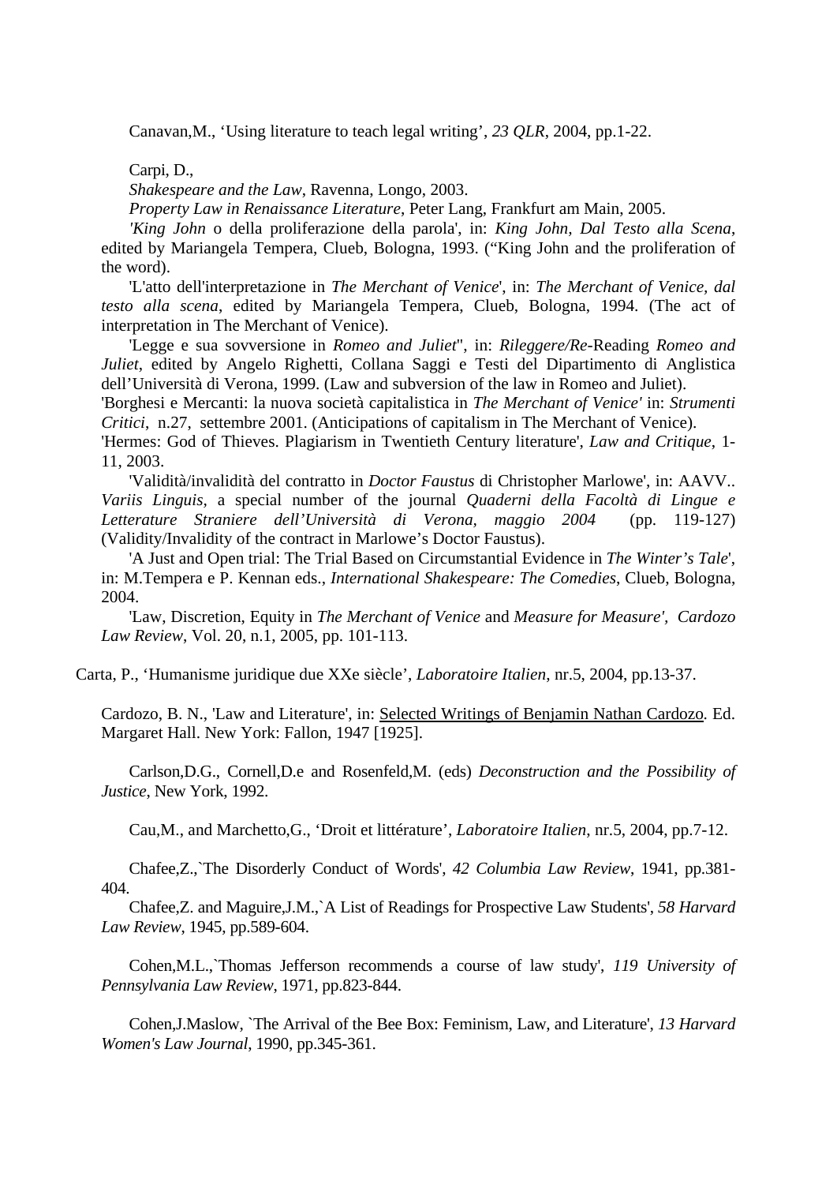Canavan,M., 'Using literature to teach legal writing', *23 QLR*, 2004, pp.1-22.

Carpi, D.,

*Shakespeare and the Law*, Ravenna, Longo, 2003.

*Property Law in Renaissance Literature*, Peter Lang, Frankfurt am Main, 2005.

*'King John* o della proliferazione della parola', in: *King John, Dal Testo alla Scena*, edited by Mariangela Tempera, Clueb, Bologna, 1993. ("King John and the proliferation of the word).

'L'atto dell'interpretazione in *The Merchant of Venice*', in: *The Merchant of Venice, dal testo alla scena*, edited by Mariangela Tempera, Clueb, Bologna, 1994. (The act of interpretation in The Merchant of Venice).

'Legge e sua sovversione in *Romeo and Juliet*", in: *Rileggere/Re-*Reading *Romeo and Juliet*, edited by Angelo Righetti, Collana Saggi e Testi del Dipartimento di Anglistica dell'Università di Verona, 1999. (Law and subversion of the law in Romeo and Juliet).

'Borghesi e Mercanti: la nuova società capitalistica in *The Merchant of Venice'* in: *Strumenti Critici*, n.27, settembre 2001. (Anticipations of capitalism in The Merchant of Venice).

'Hermes: God of Thieves. Plagiarism in Twentieth Century literature', *Law and Critique*, 1-11, 2003.

'Validità/invalidità del contratto in *Doctor Faustus* di Christopher Marlowe', in: AAVV.. *Variis Linguis*, a special number of the journal *Quaderni della Facoltà di Lingue e Letterature Straniere dell'Università di Verona, maggio 2004* (pp. 119-127) (Validity/Invalidity of the contract in Marlowe's Doctor Faustus).

'A Just and Open trial: The Trial Based on Circumstantial Evidence in *The Winter's Tale*', in: M.Tempera e P. Kennan eds., *International Shakespeare: The Comedies*, Clueb, Bologna, 2004.

'Law, Discretion, Equity in *The Merchant of Venice* and *Measure for Measure', Cardozo Law Review*, Vol. 20, n.1, 2005, pp. 101-113.

Carta, P., 'Humanisme juridique due XXe siècle', *Laboratoire Italien*, nr.5, 2004, pp.13-37.

Cardozo, B. N., 'Law and Literature', in: Selected Writings of Benjamin Nathan Cardozo. Ed. Margaret Hall. New York: Fallon, 1947 [1925].

Carlson,D.G., Cornell,D.e and Rosenfeld,M. (eds) *Deconstruction and the Possibility of Justice*, New York, 1992.

Cau,M., and Marchetto,G., 'Droit et littérature', *Laboratoire Italien*, nr.5, 2004, pp.7-12.

Chafee,Z.,`The Disorderly Conduct of Words', *42 Columbia Law Review*, 1941, pp.381-404.

Chafee,Z. and Maguire,J.M.,`A List of Readings for Prospective Law Students', *58 Harvard Law Review*, 1945, pp.589-604.

Cohen,M.L.,`Thomas Jefferson recommends a course of law study', *119 University of Pennsylvania Law Review*, 1971, pp.823-844.

Cohen,J.Maslow, `The Arrival of the Bee Box: Feminism, Law, and Literature', *13 Harvard Women's Law Journal*, 1990, pp.345-361.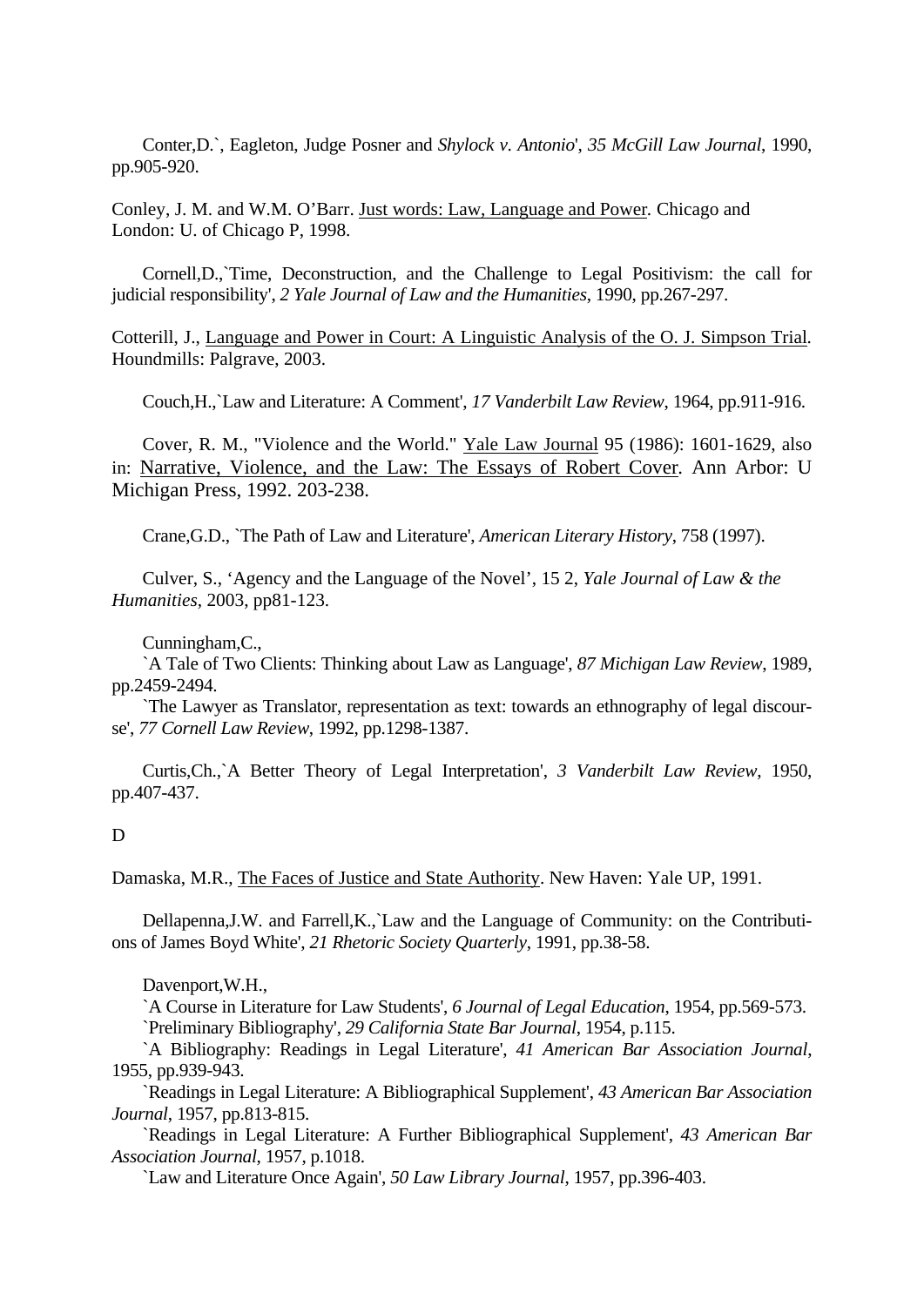Conter,D.`, Eagleton, Judge Posner and *Shylock v. Antonio*', *35 McGill Law Journal*, 1990, pp.905-920.

Conley, J. M. and W.M. O'Barr. Just words: Law, Language and Power. Chicago and London: U. of Chicago P, 1998.

Cornell,D.,`Time, Deconstruction, and the Challenge to Legal Positivism: the call for judicial responsibility', *2 Yale Journal of Law and the Humanities*, 1990, pp.267-297.

Cotterill, J., Language and Power in Court: A Linguistic Analysis of the O. J. Simpson Trial. Houndmills: Palgrave, 2003.

Couch,H.,`Law and Literature: A Comment', *17 Vanderbilt Law Review*, 1964, pp.911-916.

Cover, R. M., "Violence and the World." Yale Law Journal 95 (1986): 1601-1629, also in: Narrative, Violence, and the Law: The Essays of Robert Cover. Ann Arbor: U Michigan Press, 1992. 203-238.

Crane,G.D., `The Path of Law and Literature', *American Literary History*, 758 (1997).

Culver, S., 'Agency and the Language of the Novel', 15 2, *Yale Journal of Law & the Humanities*, 2003, pp81-123.

Cunningham,C.,

`A Tale of Two Clients: Thinking about Law as Language', *87 Michigan Law Review*, 1989, pp.2459-2494.

`The Lawyer as Translator, representation as text: towards an ethnography of legal discourse', *77 Cornell Law Review*, 1992, pp.1298-1387.

Curtis,Ch.,`A Better Theory of Legal Interpretation', *3 Vanderbilt Law Review*, 1950, pp.407-437.

D

Damaska, M.R., The Faces of Justice and State Authority. New Haven: Yale UP, 1991.

Dellapenna,J.W. and Farrell,K.,`Law and the Language of Community: on the Contributions of James Boyd White', *21 Rhetoric Society Quarterly*, 1991, pp.38-58.

Davenport,W.H.,

`A Course in Literature for Law Students', *6 Journal of Legal Education*, 1954, pp.569-573.

`Preliminary Bibliography', *29 California State Bar Journal*, 1954, p.115.

`A Bibliography: Readings in Legal Literature', *41 American Bar Association Journal*, 1955, pp.939-943.

`Readings in Legal Literature: A Bibliographical Supplement', *43 American Bar Association Journal*, 1957, pp.813-815.

`Readings in Legal Literature: A Further Bibliographical Supplement', *43 American Bar Association Journal*, 1957, p.1018.

`Law and Literature Once Again', *50 Law Library Journal*, 1957, pp.396-403.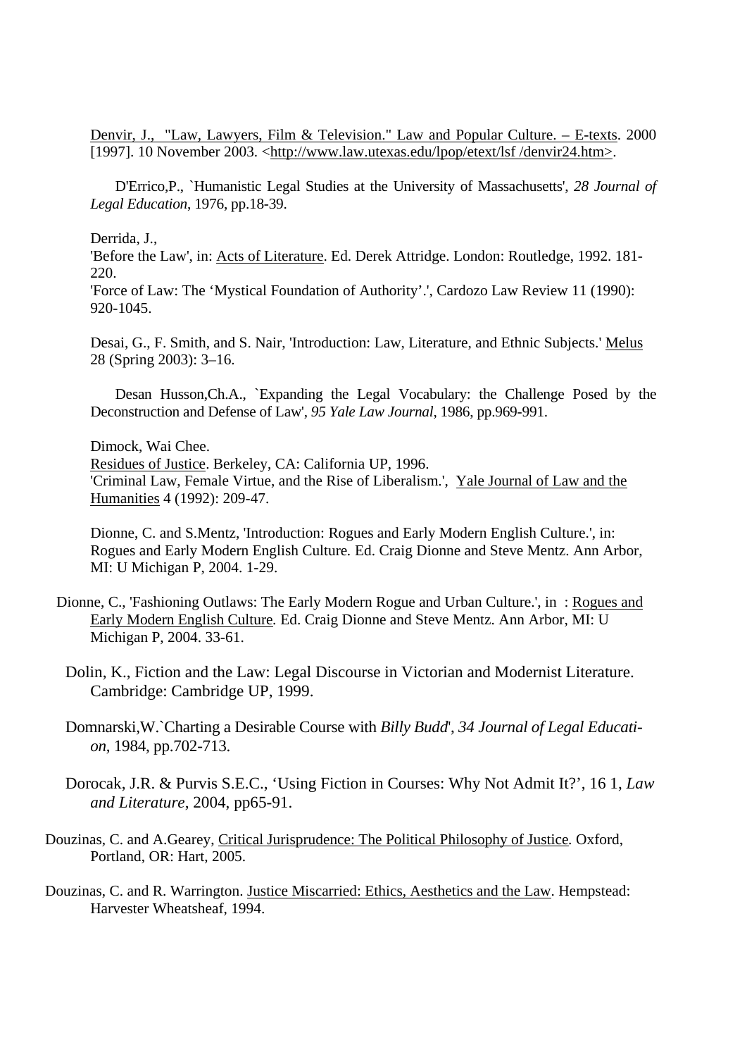Denvir, J., "Law, Lawyers, Film & Television." Law and Popular Culture. – E-texts. 2000 [1997]. 10 November 2003. <http://www.law.utexas.edu/lpop/etext/lsf /denvir24.htm>.

D'Errico,P., `Humanistic Legal Studies at the University of Massachusetts', *28 Journal of Legal Education*, 1976, pp.18-39.

Derrida, J.,
'Before the Law', in: Acts of Literature. Ed. Derek Attridge. London: Routledge, 1992. 181-220.
'Force of Law: The 'Mystical Foundation of Authority'.', Cardozo Law Review 11 (1990): 920-1045.

Desai, G., F. Smith, and S. Nair, 'Introduction: Law, Literature, and Ethnic Subjects.' Melus 28 (Spring 2003): 3–16.

Desan Husson,Ch.A., `Expanding the Legal Vocabulary: the Challenge Posed by the Deconstruction and Defense of Law', *95 Yale Law Journal*, 1986, pp.969-991.

Dimock, Wai Chee.
Residues of Justice. Berkeley, CA: California UP, 1996.
'Criminal Law, Female Virtue, and the Rise of Liberalism.', Yale Journal of Law and the Humanities 4 (1992): 209-47.

Dionne, C. and S.Mentz, 'Introduction: Rogues and Early Modern English Culture.', in: Rogues and Early Modern English Culture. Ed. Craig Dionne and Steve Mentz. Ann Arbor, MI: U Michigan P, 2004. 1-29.

Dionne, C., 'Fashioning Outlaws: The Early Modern Rogue and Urban Culture.', in : Rogues and Early Modern English Culture. Ed. Craig Dionne and Steve Mentz. Ann Arbor, MI: U Michigan P, 2004. 33-61.

Dolin, K., Fiction and the Law: Legal Discourse in Victorian and Modernist Literature. Cambridge: Cambridge UP, 1999.

Domnarski,W.`Charting a Desirable Course with *Billy Budd*', *34 Journal of Legal Education*, 1984, pp.702-713.

Dorocak, J.R. & Purvis S.E.C., 'Using Fiction in Courses: Why Not Admit It?', 16 1, *Law and Literature*, 2004, pp65-91.

Douzinas, C. and A.Gearey, Critical Jurisprudence: The Political Philosophy of Justice. Oxford, Portland, OR: Hart, 2005.

Douzinas, C. and R. Warrington. Justice Miscarried: Ethics, Aesthetics and the Law. Hempstead: Harvester Wheatsheaf, 1994.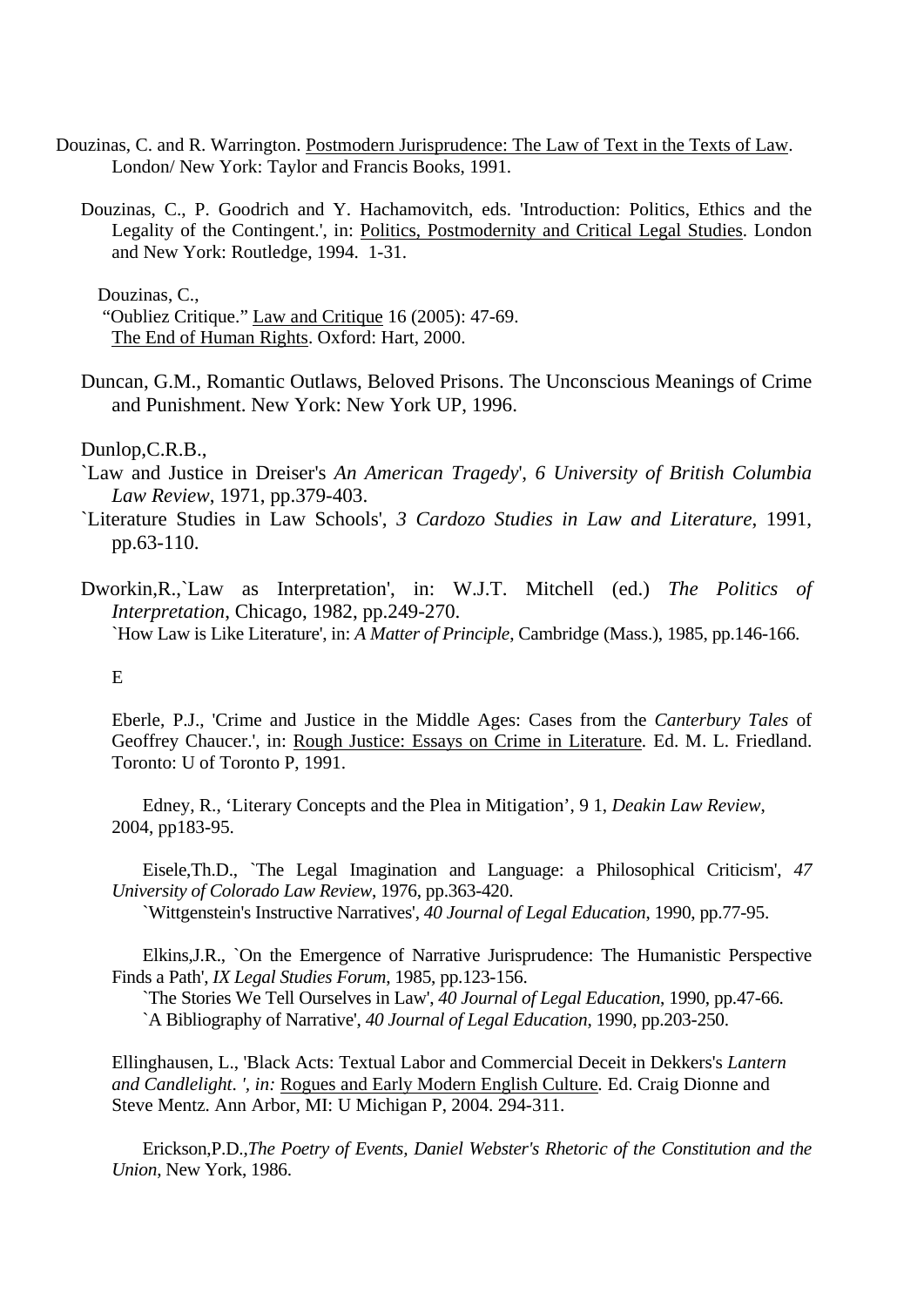Douzinas, C. and R. Warrington. Postmodern Jurisprudence: The Law of Text in the Texts of Law. London/ New York: Taylor and Francis Books, 1991.

Douzinas, C., P. Goodrich and Y. Hachamovitch, eds. 'Introduction: Politics, Ethics and the Legality of the Contingent.', in: Politics, Postmodernity and Critical Legal Studies. London and New York: Routledge, 1994. 1-31.

Douzinas, C.,
"Oubliez Critique." Law and Critique 16 (2005): 47-69.
The End of Human Rights. Oxford: Hart, 2000.

Duncan, G.M., Romantic Outlaws, Beloved Prisons. The Unconscious Meanings of Crime and Punishment. New York: New York UP, 1996.

Dunlop,C.R.B.,
`Law and Justice in Dreiser's *An American Tragedy*', *6 University of British Columbia Law Review*, 1971, pp.379-403.
`Literature Studies in Law Schools', *3 Cardozo Studies in Law and Literature*, 1991, pp.63-110.

Dworkin,R.,`Law as Interpretation', in: W.J.T. Mitchell (ed.) *The Politics of Interpretation*, Chicago, 1982, pp.249-270.
`How Law is Like Literature', in: *A Matter of Principle*, Cambridge (Mass.), 1985, pp.146-166.

E

Eberle, P.J., 'Crime and Justice in the Middle Ages: Cases from the *Canterbury Tales* of Geoffrey Chaucer.', in: Rough Justice: Essays on Crime in Literature. Ed. M. L. Friedland. Toronto: U of Toronto P, 1991.

Edney, R., 'Literary Concepts and the Plea in Mitigation', 9 1, *Deakin Law Review*, 2004, pp183-95.

Eisele,Th.D., `The Legal Imagination and Language: a Philosophical Criticism', *47 University of Colorado Law Review*, 1976, pp.363-420.
`Wittgenstein's Instructive Narratives', *40 Journal of Legal Education*, 1990, pp.77-95.

Elkins,J.R., `On the Emergence of Narrative Jurisprudence: The Humanistic Perspective Finds a Path', *IX Legal Studies Forum*, 1985, pp.123-156.
`The Stories We Tell Ourselves in Law', *40 Journal of Legal Education*, 1990, pp.47-66.
`A Bibliography of Narrative', *40 Journal of Legal Education*, 1990, pp.203-250.

Ellinghausen, L., 'Black Acts: Textual Labor and Commercial Deceit in Dekkers's *Lantern and Candlelight*. ', *in:* Rogues and Early Modern English Culture. Ed. Craig Dionne and Steve Mentz. Ann Arbor, MI: U Michigan P, 2004. 294-311.

Erickson,P.D.,*The Poetry of Events, Daniel Webster's Rhetoric of the Constitution and the Union*, New York, 1986.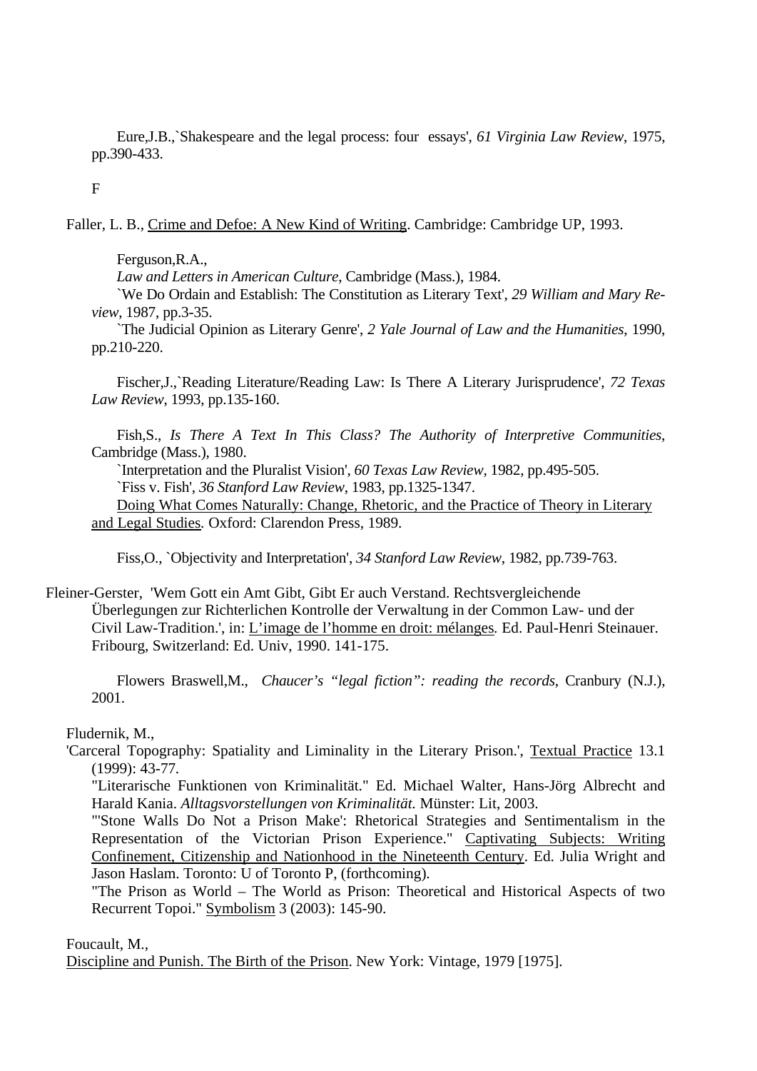Eure,J.B.,`Shakespeare and the legal process: four essays', *61 Virginia Law Review*, 1975, pp.390-433.

F

Faller, L. B., Crime and Defoe: A New Kind of Writing. Cambridge: Cambridge UP, 1993.

Ferguson,R.A.,
*Law and Letters in American Culture*, Cambridge (Mass.), 1984.
`We Do Ordain and Establish: The Constitution as Literary Text', *29 William and Mary Review*, 1987, pp.3-35.
`The Judicial Opinion as Literary Genre', *2 Yale Journal of Law and the Humanities*, 1990, pp.210-220.

Fischer,J.,`Reading Literature/Reading Law: Is There A Literary Jurisprudence', *72 Texas Law Review*, 1993, pp.135-160.

Fish,S., *Is There A Text In This Class? The Authority of Interpretive Communities*, Cambridge (Mass.), 1980.
`Interpretation and the Pluralist Vision', *60 Texas Law Review*, 1982, pp.495-505.
`Fiss v. Fish', *36 Stanford Law Review*, 1983, pp.1325-1347.
Doing What Comes Naturally: Change, Rhetoric, and the Practice of Theory in Literary and Legal Studies*.* Oxford: Clarendon Press, 1989.

Fiss,O., `Objectivity and Interpretation', *34 Stanford Law Review*, 1982, pp.739-763.

Fleiner-Gerster, 'Wem Gott ein Amt Gibt, Gibt Er auch Verstand. Rechtsvergleichende Überlegungen zur Richterlichen Kontrolle der Verwaltung in der Common Law- und der Civil Law-Tradition.', in: L'image de l'homme en droit: mélanges*.* Ed. Paul-Henri Steinauer. Fribourg, Switzerland: Ed. Univ, 1990. 141-175.

Flowers Braswell,M., *Chaucer's "legal fiction": reading the records*, Cranbury (N.J.), 2001.

Fludernik, M.,
'Carceral Topography: Spatiality and Liminality in the Literary Prison.', Textual Practice 13.1 (1999): 43-77.
"Literarische Funktionen von Kriminalität." Ed. Michael Walter, Hans-Jörg Albrecht and Harald Kania. *Alltagsvorstellungen von Kriminalität.* Münster: Lit, 2003.
"'Stone Walls Do Not a Prison Make': Rhetorical Strategies and Sentimentalism in the Representation of the Victorian Prison Experience." Captivating Subjects: Writing Confinement, Citizenship and Nationhood in the Nineteenth Century. Ed. Julia Wright and Jason Haslam. Toronto: U of Toronto P, (forthcoming).
"The Prison as World – The World as Prison: Theoretical and Historical Aspects of two Recurrent Topoi." Symbolism 3 (2003): 145-90.

Foucault, M.,
Discipline and Punish. The Birth of the Prison. New York: Vintage, 1979 [1975].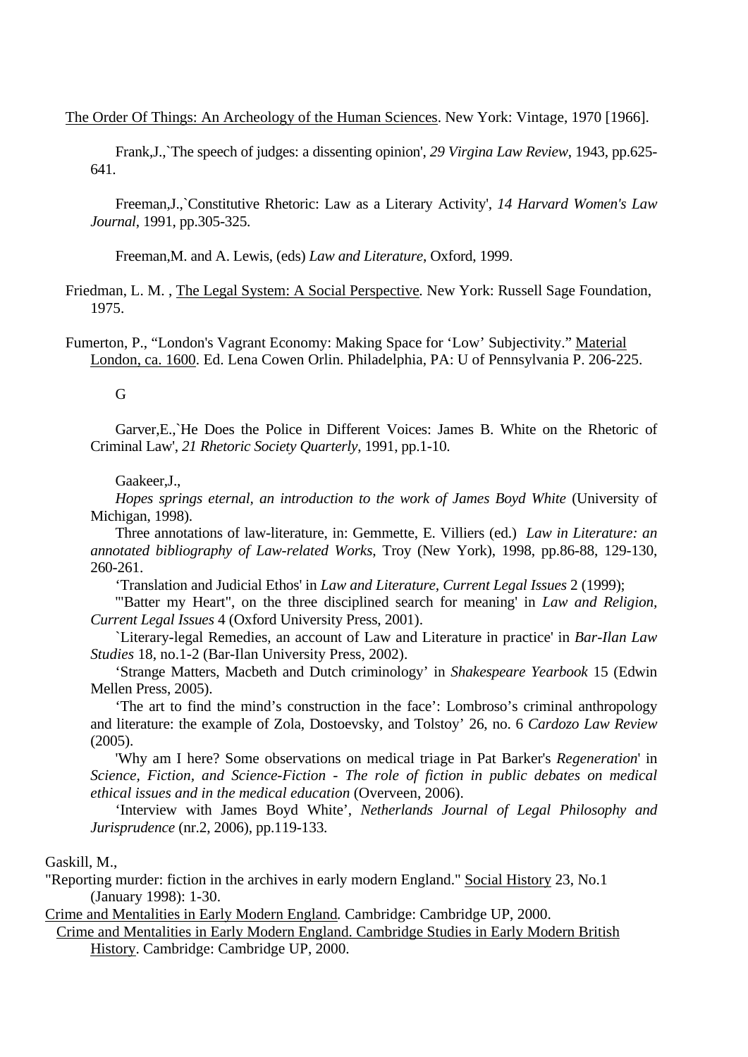The Order Of Things: An Archeology of the Human Sciences. New York: Vintage, 1970 [1966].

Frank,J.,`The speech of judges: a dissenting opinion', *29 Virgina Law Review*, 1943, pp.625-641.

Freeman,J.,`Constitutive Rhetoric: Law as a Literary Activity', *14 Harvard Women's Law Journal*, 1991, pp.305-325.

Freeman,M. and A. Lewis, (eds) *Law and Literature*, Oxford, 1999.

Friedman, L. M. , The Legal System: A Social Perspective. New York: Russell Sage Foundation, 1975.

Fumerton, P., "London's Vagrant Economy: Making Space for 'Low' Subjectivity." Material London, ca. 1600. Ed. Lena Cowen Orlin. Philadelphia, PA: U of Pennsylvania P. 206-225.

G

Garver,E.,`He Does the Police in Different Voices: James B. White on the Rhetoric of Criminal Law', *21 Rhetoric Society Quarterly*, 1991, pp.1-10.

Gaakeer,J.,

*Hopes springs eternal, an introduction to the work of James Boyd White* (University of Michigan, 1998).

Three annotations of law-literature, in: Gemmette, E. Villiers (ed.) *Law in Literature: an annotated bibliography of Law-related Works*, Troy (New York), 1998, pp.86-88, 129-130, 260-261.

'Translation and Judicial Ethos' in *Law and Literature*, *Current Legal Issues* 2 (1999);

'"Batter my Heart", on the three disciplined search for meaning' in *Law and Religion, Current Legal Issues* 4 (Oxford University Press, 2001).

`Literary-legal Remedies, an account of Law and Literature in practice' in *Bar-Ilan Law Studies* 18, no.1-2 (Bar-Ilan University Press, 2002).

'Strange Matters, Macbeth and Dutch criminology' in *Shakespeare Yearbook* 15 (Edwin Mellen Press, 2005).

'The art to find the mind's construction in the face': Lombroso's criminal anthropology and literature: the example of Zola, Dostoevsky, and Tolstoy' 26, no. 6 *Cardozo Law Review* (2005).

'Why am I here? Some observations on medical triage in Pat Barker's *Regeneration*' in *Science, Fiction, and Science-Fiction - The role of fiction in public debates on medical ethical issues and in the medical education* (Overveen, 2006).

'Interview with James Boyd White', *Netherlands Journal of Legal Philosophy and Jurisprudence* (nr.2, 2006), pp.119-133.

Gaskill, M.,

"Reporting murder: fiction in the archives in early modern England." Social History 23, No.1 (January 1998): 1-30.

Crime and Mentalities in Early Modern England. Cambridge: Cambridge UP, 2000.

Crime and Mentalities in Early Modern England. Cambridge Studies in Early Modern British History. Cambridge: Cambridge UP, 2000.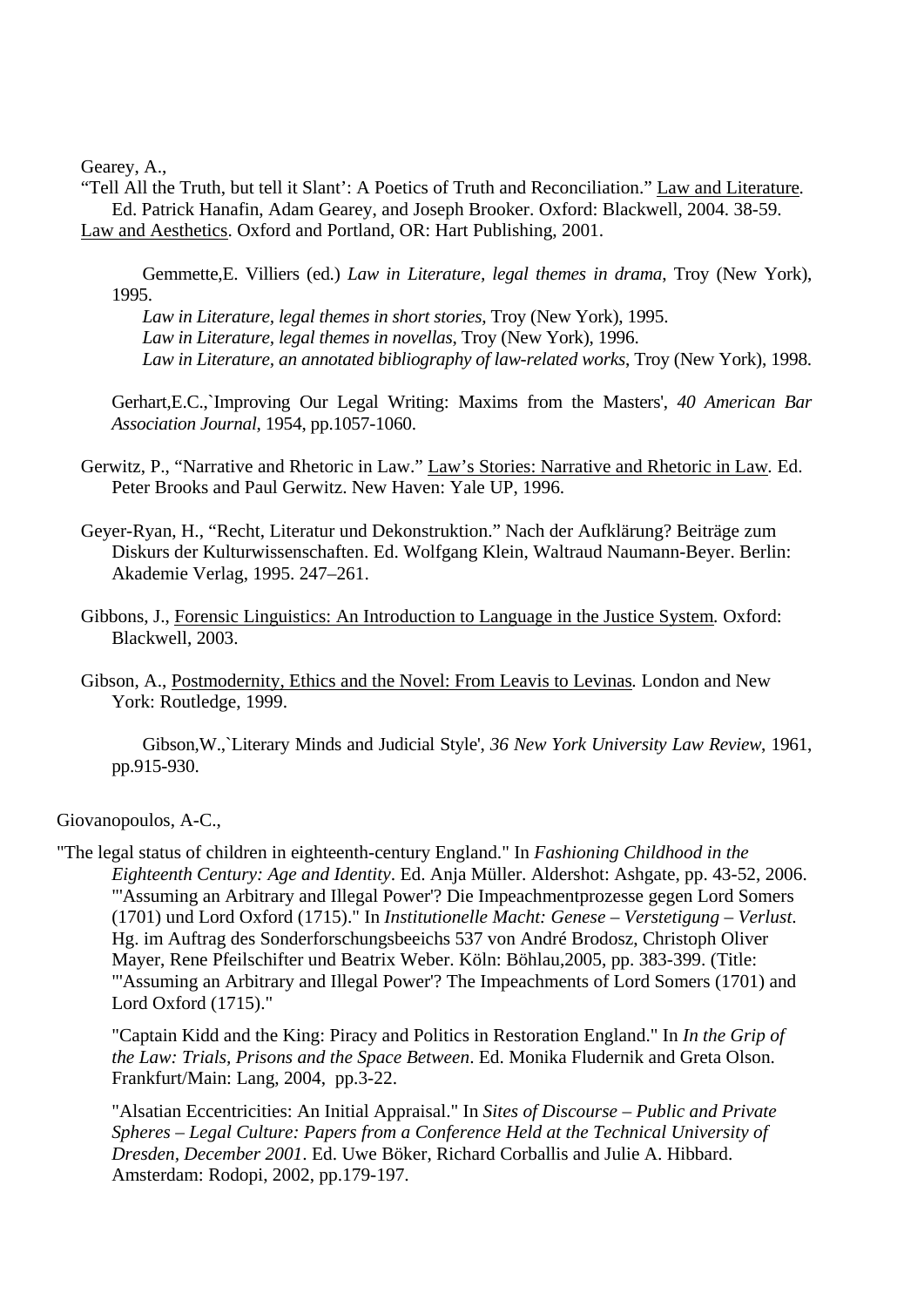Gearey, A.,

"Tell All the Truth, but tell it Slant': A Poetics of Truth and Reconciliation." Law and Literature. Ed. Patrick Hanafin, Adam Gearey, and Joseph Brooker. Oxford: Blackwell, 2004. 38-59.

Law and Aesthetics. Oxford and Portland, OR: Hart Publishing, 2001.

Gemmette,E. Villiers (ed.) *Law in Literature, legal themes in drama*, Troy (New York), 1995.

*Law in Literature, legal themes in short stories*, Troy (New York), 1995.

*Law in Literature, legal themes in novellas*, Troy (New York), 1996.

*Law in Literature, an annotated bibliography of law-related works*, Troy (New York), 1998.

Gerhart,E.C.,`Improving Our Legal Writing: Maxims from the Masters', *40 American Bar Association Journal*, 1954, pp.1057-1060.

Gerwitz, P., "Narrative and Rhetoric in Law." Law's Stories: Narrative and Rhetoric in Law. Ed. Peter Brooks and Paul Gerwitz. New Haven: Yale UP, 1996.

Geyer-Ryan, H., "Recht, Literatur und Dekonstruktion." Nach der Aufklärung? Beiträge zum Diskurs der Kulturwissenschaften. Ed. Wolfgang Klein, Waltraud Naumann-Beyer. Berlin: Akademie Verlag, 1995. 247–261.

Gibbons, J., Forensic Linguistics: An Introduction to Language in the Justice System. Oxford: Blackwell, 2003.

Gibson, A., Postmodernity, Ethics and the Novel: From Leavis to Levinas. London and New York: Routledge, 1999.

Gibson,W.,`Literary Minds and Judicial Style', *36 New York University Law Review*, 1961, pp.915-930.

Giovanopoulos, A-C.,

"The legal status of children in eighteenth-century England." In *Fashioning Childhood in the Eighteenth Century: Age and Identity*. Ed. Anja Müller. Aldershot: Ashgate, pp. 43-52, 2006.

"'Assuming an Arbitrary and Illegal Power'? Die Impeachmentprozesse gegen Lord Somers (1701) und Lord Oxford (1715)." In *Institutionelle Macht: Genese – Verstetigung – Verlust*. Hg. im Auftrag des Sonderforschungsbeeichs 537 von André Brodosz, Christoph Oliver Mayer, Rene Pfeilschifter und Beatrix Weber. Köln: Böhlau,2005, pp. 383-399. (Title: "'Assuming an Arbitrary and Illegal Power'? The Impeachments of Lord Somers (1701) and Lord Oxford (1715)."

"Captain Kidd and the King: Piracy and Politics in Restoration England." In *In the Grip of the Law: Trials, Prisons and the Space Between*. Ed. Monika Fludernik and Greta Olson. Frankfurt/Main: Lang, 2004, pp.3-22.

"Alsatian Eccentricities: An Initial Appraisal." In *Sites of Discourse – Public and Private Spheres – Legal Culture: Papers from a Conference Held at the Technical University of Dresden, December 2001*. Ed. Uwe Böker, Richard Corballis and Julie A. Hibbard. Amsterdam: Rodopi, 2002, pp.179-197.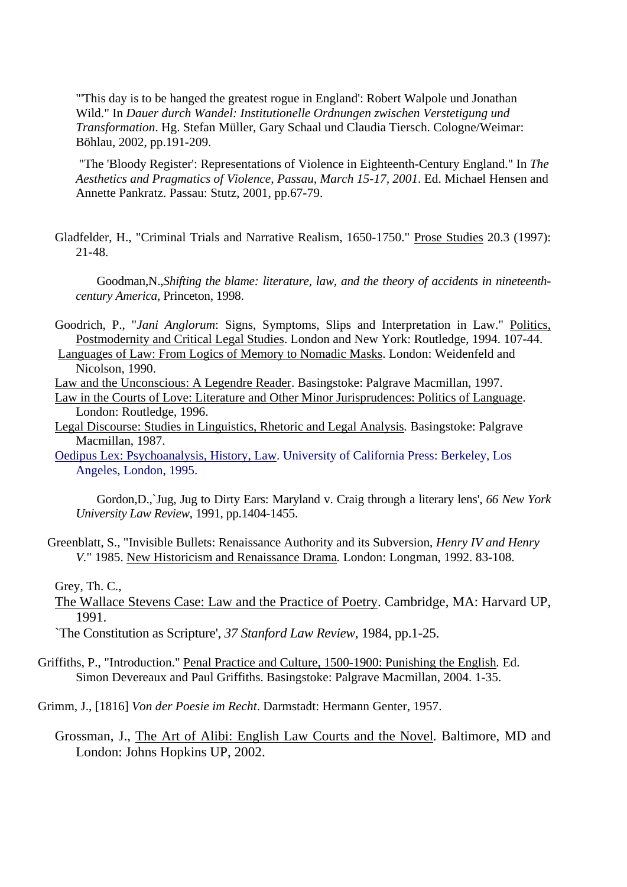"'This day is to be hanged the greatest rogue in England': Robert Walpole und Jonathan Wild." In *Dauer durch Wandel: Institutionelle Ordnungen zwischen Verstetigung und Transformation*. Hg. Stefan Müller, Gary Schaal und Claudia Tiersch. Cologne/Weimar: Böhlau, 2002, pp.191-209.

"The 'Bloody Register': Representations of Violence in Eighteenth-Century England." In *The Aesthetics and Pragmatics of Violence, Passau, March 15-17, 2001*. Ed. Michael Hensen and Annette Pankratz. Passau: Stutz, 2001, pp.67-79.

Gladfelder, H., "Criminal Trials and Narrative Realism, 1650-1750." Prose Studies 20.3 (1997): 21-48.

Goodman,N.,*Shifting the blame: literature, law, and the theory of accidents in nineteenth-century America*, Princeton, 1998.

Goodrich, P., "*Jani Anglorum*: Signs, Symptoms, Slips and Interpretation in Law." Politics, Postmodernity and Critical Legal Studies. London and New York: Routledge, 1994. 107-44.

Languages of Law: From Logics of Memory to Nomadic Masks. London: Weidenfeld and Nicolson, 1990.

Law and the Unconscious: A Legendre Reader. Basingstoke: Palgrave Macmillan, 1997.

Law in the Courts of Love: Literature and Other Minor Jurisprudences: Politics of Language. London: Routledge, 1996.

Legal Discourse: Studies in Linguistics, Rhetoric and Legal Analysis. Basingstoke: Palgrave Macmillan, 1987.

Oedipus Lex: Psychoanalysis, History, Law. University of California Press: Berkeley, Los Angeles, London, 1995.

Gordon,D.,`Jug, Jug to Dirty Ears: Maryland v. Craig through a literary lens', *66 New York University Law Review*, 1991, pp.1404-1455.

Greenblatt, S., "Invisible Bullets: Renaissance Authority and its Subversion, *Henry IV and Henry V*." 1985. New Historicism and Renaissance Drama. London: Longman, 1992. 83-108.

Grey, Th. C.,

The Wallace Stevens Case: Law and the Practice of Poetry. Cambridge, MA: Harvard UP, 1991.

`The Constitution as Scripture', *37 Stanford Law Review*, 1984, pp.1-25.

Griffiths, P., "Introduction." Penal Practice and Culture, 1500-1900: Punishing the English. Ed. Simon Devereaux and Paul Griffiths. Basingstoke: Palgrave Macmillan, 2004. 1-35.

Grimm, J., [1816] *Von der Poesie im Recht*. Darmstadt: Hermann Genter, 1957.

Grossman, J., The Art of Alibi: English Law Courts and the Novel. Baltimore, MD and London: Johns Hopkins UP, 2002.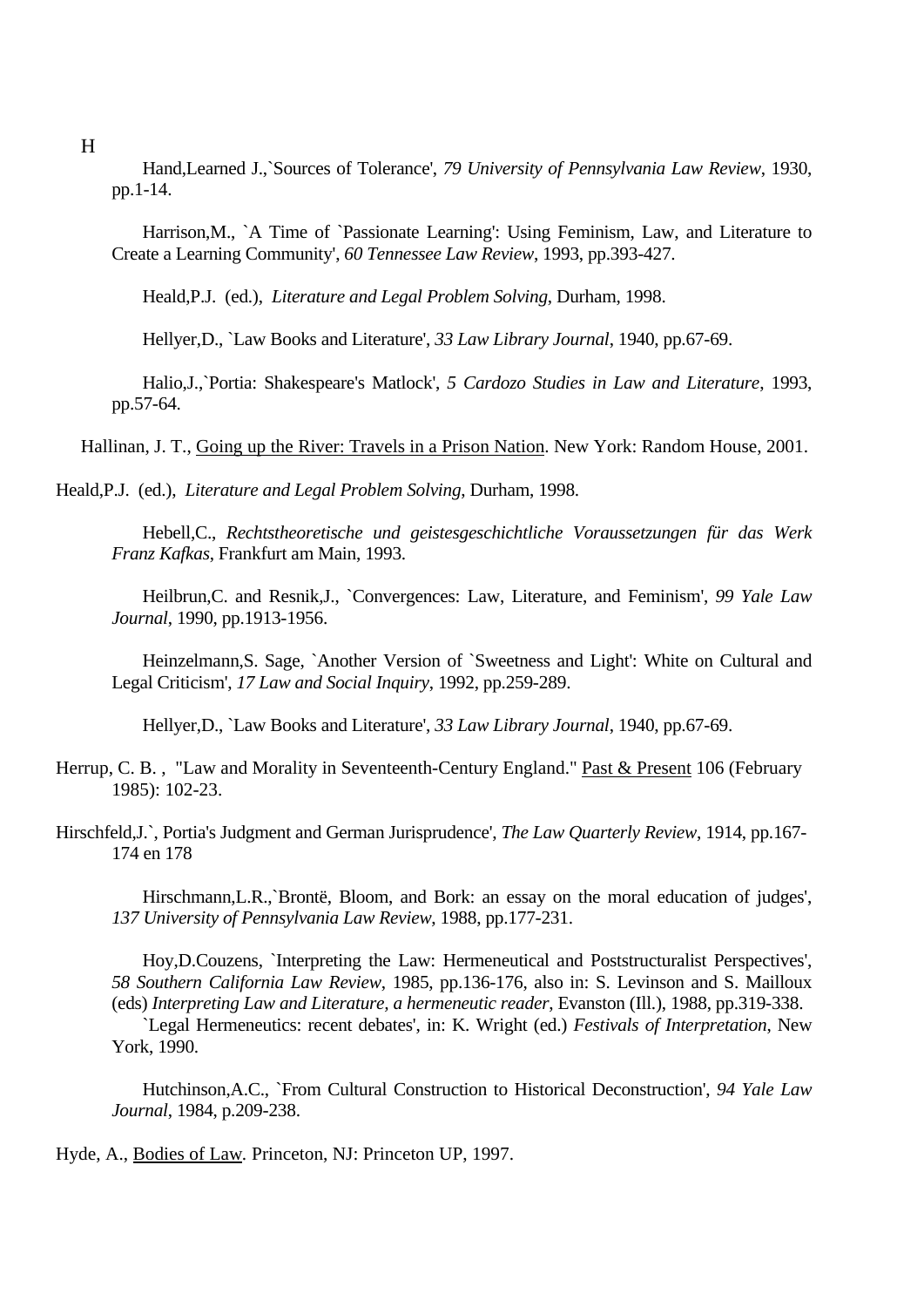H

Hand,Learned J.,`Sources of Tolerance', *79 University of Pennsylvania Law Review*, 1930, pp.1-14.

Harrison,M., `A Time of `Passionate Learning': Using Feminism, Law, and Literature to Create a Learning Community', *60 Tennessee Law Review*, 1993, pp.393-427.

Heald,P.J. (ed.), *Literature and Legal Problem Solving*, Durham, 1998.

Hellyer,D., `Law Books and Literature', *33 Law Library Journal*, 1940, pp.67-69.

Halio,J.,`Portia: Shakespeare's Matlock', *5 Cardozo Studies in Law and Literature*, 1993, pp.57-64.

Hallinan, J. T., Going up the River: Travels in a Prison Nation. New York: Random House, 2001.

Heald,P.J. (ed.), *Literature and Legal Problem Solving*, Durham, 1998.

Hebell,C., *Rechtstheoretische und geistesgeschichtliche Voraussetzungen für das Werk Franz Kafkas*, Frankfurt am Main, 1993.

Heilbrun,C. and Resnik,J., `Convergences: Law, Literature, and Feminism', *99 Yale Law Journal*, 1990, pp.1913-1956.

Heinzelmann,S. Sage, `Another Version of `Sweetness and Light': White on Cultural and Legal Criticism', *17 Law and Social Inquiry*, 1992, pp.259-289.

Hellyer,D., `Law Books and Literature', *33 Law Library Journal*, 1940, pp.67-69.

Herrup, C. B. , "Law and Morality in Seventeenth-Century England." Past & Present 106 (February 1985): 102-23.

Hirschfeld,J.`, Portia's Judgment and German Jurisprudence', *The Law Quarterly Review*, 1914, pp.167-174 en 178

Hirschmann,L.R.,`Brontë, Bloom, and Bork: an essay on the moral education of judges', *137 University of Pennsylvania Law Review*, 1988, pp.177-231.

Hoy,D.Couzens, `Interpreting the Law: Hermeneutical and Poststructuralist Perspectives', *58 Southern California Law Review*, 1985, pp.136-176, also in: S. Levinson and S. Mailloux (eds) *Interpreting Law and Literature, a hermeneutic reader*, Evanston (Ill.), 1988, pp.319-338.
`Legal Hermeneutics: recent debates', in: K. Wright (ed.) *Festivals of Interpretation*, New York, 1990.

Hutchinson,A.C., `From Cultural Construction to Historical Deconstruction', *94 Yale Law Journal*, 1984, p.209-238.

Hyde, A., Bodies of Law. Princeton, NJ: Princeton UP, 1997.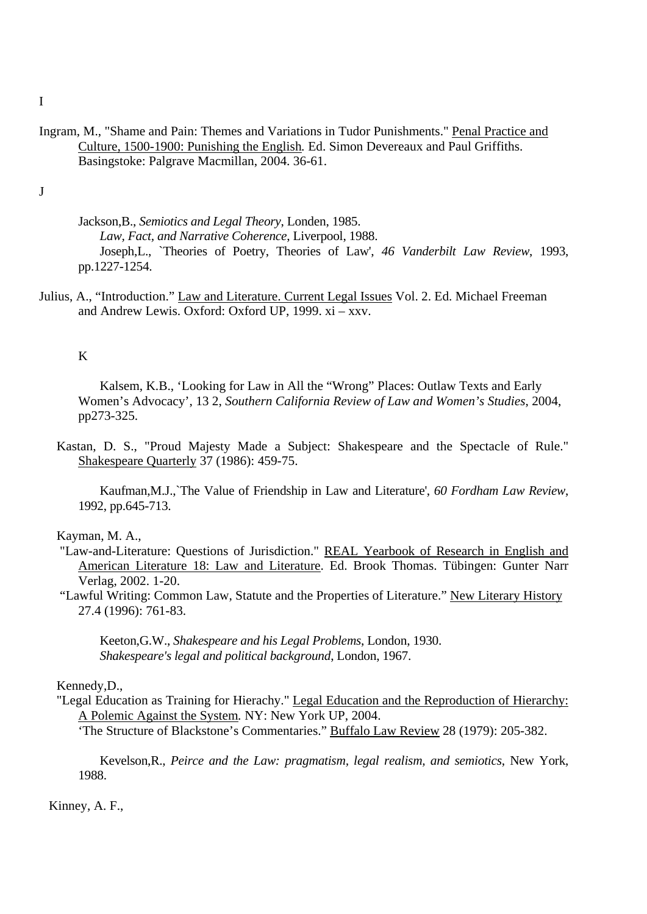I

Ingram, M., "Shame and Pain: Themes and Variations in Tudor Punishments." Penal Practice and Culture, 1500-1900: Punishing the English. Ed. Simon Devereaux and Paul Griffiths. Basingstoke: Palgrave Macmillan, 2004. 36-61.

J

Jackson,B., *Semiotics and Legal Theory*, Londen, 1985.

*Law, Fact, and Narrative Coherence*, Liverpool, 1988.

Joseph,L., `Theories of Poetry, Theories of Law', *46 Vanderbilt Law Review*, 1993, pp.1227-1254.

Julius, A., "Introduction." Law and Literature. Current Legal Issues Vol. 2. Ed. Michael Freeman and Andrew Lewis. Oxford: Oxford UP, 1999. xi – xxv.

K

Kalsem, K.B., 'Looking for Law in All the "Wrong" Places: Outlaw Texts and Early Women's Advocacy', 13 2, *Southern California Review of Law and Women's Studies*, 2004, pp273-325.

Kastan, D. S., "Proud Majesty Made a Subject: Shakespeare and the Spectacle of Rule." Shakespeare Quarterly 37 (1986): 459-75.

Kaufman,M.J.,`The Value of Friendship in Law and Literature', *60 Fordham Law Review*, 1992, pp.645-713.

Kayman, M. A.,

"Law-and-Literature: Questions of Jurisdiction." REAL Yearbook of Research in English and American Literature 18: Law and Literature. Ed. Brook Thomas. Tübingen: Gunter Narr Verlag, 2002. 1-20.

"Lawful Writing: Common Law, Statute and the Properties of Literature." New Literary History 27.4 (1996): 761-83.

Keeton,G.W., *Shakespeare and his Legal Problems*, London, 1930.

*Shakespeare's legal and political background*, London, 1967.

Kennedy,D.,

"Legal Education as Training for Hierachy." Legal Education and the Reproduction of Hierarchy: A Polemic Against the System. NY: New York UP, 2004.

'The Structure of Blackstone's Commentaries." Buffalo Law Review 28 (1979): 205-382.

Kevelson,R., *Peirce and the Law: pragmatism, legal realism, and semiotics*, New York, 1988.

Kinney, A. F.,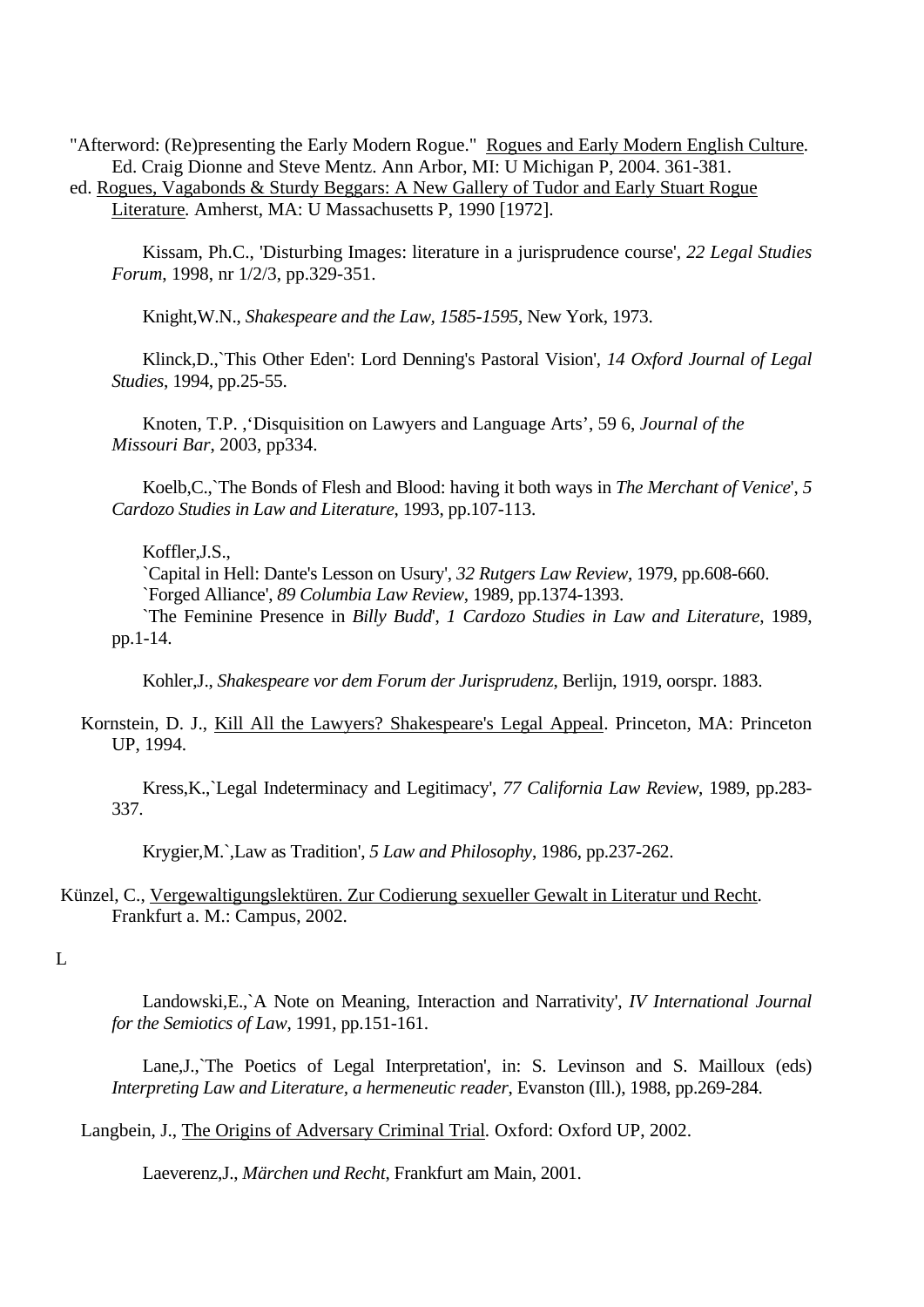"Afterword: (Re)presenting the Early Modern Rogue." Rogues and Early Modern English Culture. Ed. Craig Dionne and Steve Mentz. Ann Arbor, MI: U Michigan P, 2004. 361-381.

ed. Rogues, Vagabonds & Sturdy Beggars: A New Gallery of Tudor and Early Stuart Rogue Literature. Amherst, MA: U Massachusetts P, 1990 [1972].

Kissam, Ph.C., 'Disturbing Images: literature in a jurisprudence course', *22 Legal Studies Forum*, 1998, nr 1/2/3, pp.329-351.

Knight,W.N., *Shakespeare and the Law, 1585-1595*, New York, 1973.

Klinck,D.,`This Other Eden': Lord Denning's Pastoral Vision', *14 Oxford Journal of Legal Studies*, 1994, pp.25-55.

Knoten, T.P. ,'Disquisition on Lawyers and Language Arts', 59 6, *Journal of the Missouri Bar*, 2003, pp334.

Koelb,C.,`The Bonds of Flesh and Blood: having it both ways in *The Merchant of Venice*', *5 Cardozo Studies in Law and Literature*, 1993, pp.107-113.

Koffler,J.S.,
`Capital in Hell: Dante's Lesson on Usury', *32 Rutgers Law Review*, 1979, pp.608-660.
`Forged Alliance', *89 Columbia Law Review*, 1989, pp.1374-1393.
`The Feminine Presence in *Billy Budd*', *1 Cardozo Studies in Law and Literature*, 1989, pp.1-14.

Kohler,J., *Shakespeare vor dem Forum der Jurisprudenz*, Berlijn, 1919, oorspr. 1883.

Kornstein, D. J., Kill All the Lawyers? Shakespeare's Legal Appeal. Princeton, MA: Princeton UP, 1994.

Kress,K.,`Legal Indeterminacy and Legitimacy', *77 California Law Review*, 1989, pp.283-337.

Krygier,M.`,Law as Tradition', *5 Law and Philosophy*, 1986, pp.237-262.

Künzel, C., Vergewaltigungslektüren. Zur Codierung sexueller Gewalt in Literatur und Recht. Frankfurt a. M.: Campus, 2002.

L

Landowski,E.,`A Note on Meaning, Interaction and Narrativity', *IV International Journal for the Semiotics of Law*, 1991, pp.151-161.

Lane,J.,`The Poetics of Legal Interpretation', in: S. Levinson and S. Mailloux (eds) *Interpreting Law and Literature, a hermeneutic reader*, Evanston (Ill.), 1988, pp.269-284.

Langbein, J., The Origins of Adversary Criminal Trial. Oxford: Oxford UP, 2002.

Laeverenz,J., *Märchen und Recht*, Frankfurt am Main, 2001.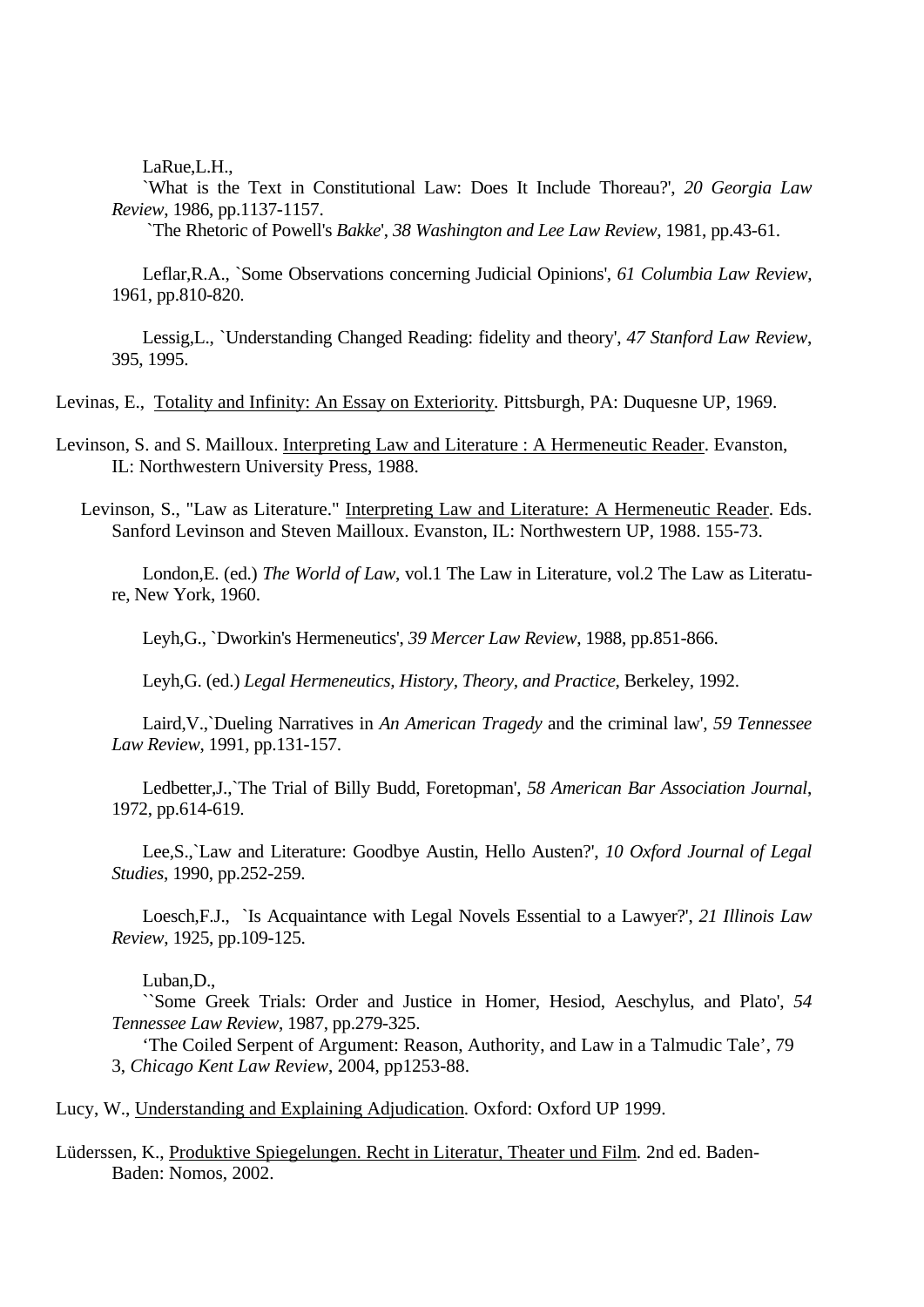LaRue,L.H.,

`What is the Text in Constitutional Law: Does It Include Thoreau?', *20 Georgia Law Review*, 1986, pp.1137-1157.

`The Rhetoric of Powell's *Bakke*', *38 Washington and Lee Law Review*, 1981, pp.43-61.

Leflar,R.A., `Some Observations concerning Judicial Opinions', *61 Columbia Law Review*, 1961, pp.810-820.

Lessig,L., `Understanding Changed Reading: fidelity and theory', *47 Stanford Law Review*, 395, 1995.

Levinas, E., Totality and Infinity: An Essay on Exteriority. Pittsburgh, PA: Duquesne UP, 1969.

Levinson, S. and S. Mailloux. Interpreting Law and Literature : A Hermeneutic Reader. Evanston, IL: Northwestern University Press, 1988.

Levinson, S., "Law as Literature." Interpreting Law and Literature: A Hermeneutic Reader. Eds. Sanford Levinson and Steven Mailloux. Evanston, IL: Northwestern UP, 1988. 155-73.

London,E. (ed.) *The World of Law*, vol.1 The Law in Literature, vol.2 The Law as Literature, New York, 1960.

Leyh,G., `Dworkin's Hermeneutics', *39 Mercer Law Review*, 1988, pp.851-866.

Leyh,G. (ed.) *Legal Hermeneutics, History, Theory, and Practice*, Berkeley, 1992.

Laird,V.,`Dueling Narratives in *An American Tragedy* and the criminal law', *59 Tennessee Law Review*, 1991, pp.131-157.

Ledbetter,J.,`The Trial of Billy Budd, Foretopman', *58 American Bar Association Journal*, 1972, pp.614-619.

Lee,S.,`Law and Literature: Goodbye Austin, Hello Austen?', *10 Oxford Journal of Legal Studies*, 1990, pp.252-259.

Loesch,F.J., `Is Acquaintance with Legal Novels Essential to a Lawyer?', *21 Illinois Law Review*, 1925, pp.109-125.

Luban,D.,

``Some Greek Trials: Order and Justice in Homer, Hesiod, Aeschylus, and Plato', *54 Tennessee Law Review*, 1987, pp.279-325.

'The Coiled Serpent of Argument: Reason, Authority, and Law in a Talmudic Tale', 79 3, *Chicago Kent Law Review*, 2004, pp1253-88.

Lucy, W., Understanding and Explaining Adjudication. Oxford: Oxford UP 1999.

Lüderssen, K., Produktive Spiegelungen. Recht in Literatur, Theater und Film. 2nd ed. Baden-Baden: Nomos, 2002.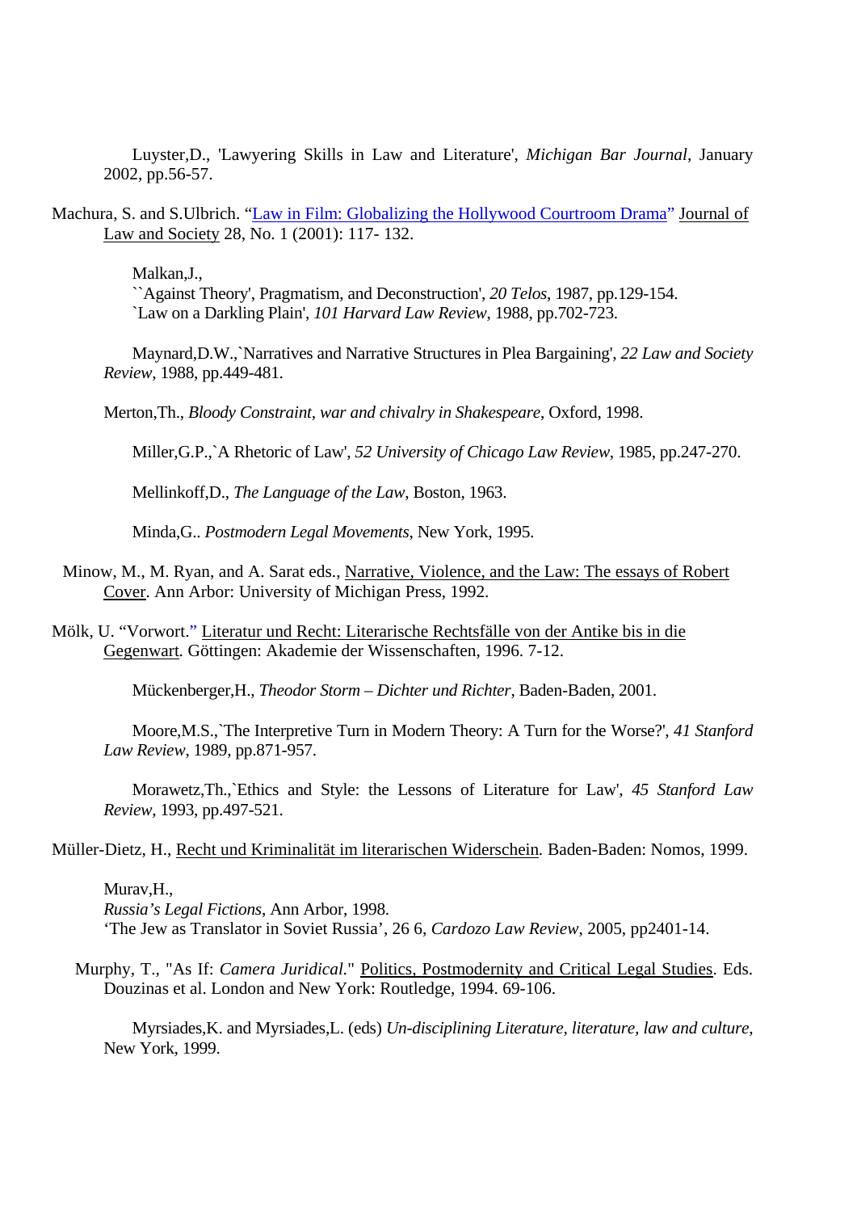Luyster,D., 'Lawyering Skills in Law and Literature', *Michigan Bar Journal*, January 2002, pp.56-57.

Machura, S. and S.Ulbrich. "Law in Film: Globalizing the Hollywood Courtroom Drama" Journal of Law and Society 28, No. 1 (2001): 117- 132.

Malkan,J.,
``Against Theory', Pragmatism, and Deconstruction', *20 Telos*, 1987, pp.129-154.
`Law on a Darkling Plain', *101 Harvard Law Review*, 1988, pp.702-723.

Maynard,D.W.,`Narratives and Narrative Structures in Plea Bargaining', *22 Law and Society Review*, 1988, pp.449-481.

Merton,Th., *Bloody Constraint, war and chivalry in Shakespeare*, Oxford, 1998.

Miller,G.P.,`A Rhetoric of Law', *52 University of Chicago Law Review*, 1985, pp.247-270.

Mellinkoff,D., *The Language of the Law*, Boston, 1963.

Minda,G.. *Postmodern Legal Movements*, New York, 1995.

Minow, M., M. Ryan, and A. Sarat eds., Narrative, Violence, and the Law: The essays of Robert Cover. Ann Arbor: University of Michigan Press, 1992.

Mölk, U. "Vorwort." Literatur und Recht: Literarische Rechtsfälle von der Antike bis in die Gegenwart. Göttingen: Akademie der Wissenschaften, 1996. 7-12.

Mückenberger,H., *Theodor Storm – Dichter und Richter*, Baden-Baden, 2001.

Moore,M.S.,`The Interpretive Turn in Modern Theory: A Turn for the Worse?', *41 Stanford Law Review*, 1989, pp.871-957.

Morawetz,Th.,`Ethics and Style: the Lessons of Literature for Law', *45 Stanford Law Review*, 1993, pp.497-521.

Müller-Dietz, H., Recht und Kriminalität im literarischen Widerschein. Baden-Baden: Nomos, 1999.

Murav,H.,
*Russia's Legal Fictions*, Ann Arbor, 1998.
'The Jew as Translator in Soviet Russia', 26 6, *Cardozo Law Review*, 2005, pp2401-14.

Murphy, T., "As If: *Camera Juridical*." Politics, Postmodernity and Critical Legal Studies. Eds. Douzinas et al. London and New York: Routledge, 1994. 69-106.

Myrsiades,K. and Myrsiades,L. (eds) *Un-disciplining Literature, literature, law and culture*, New York, 1999.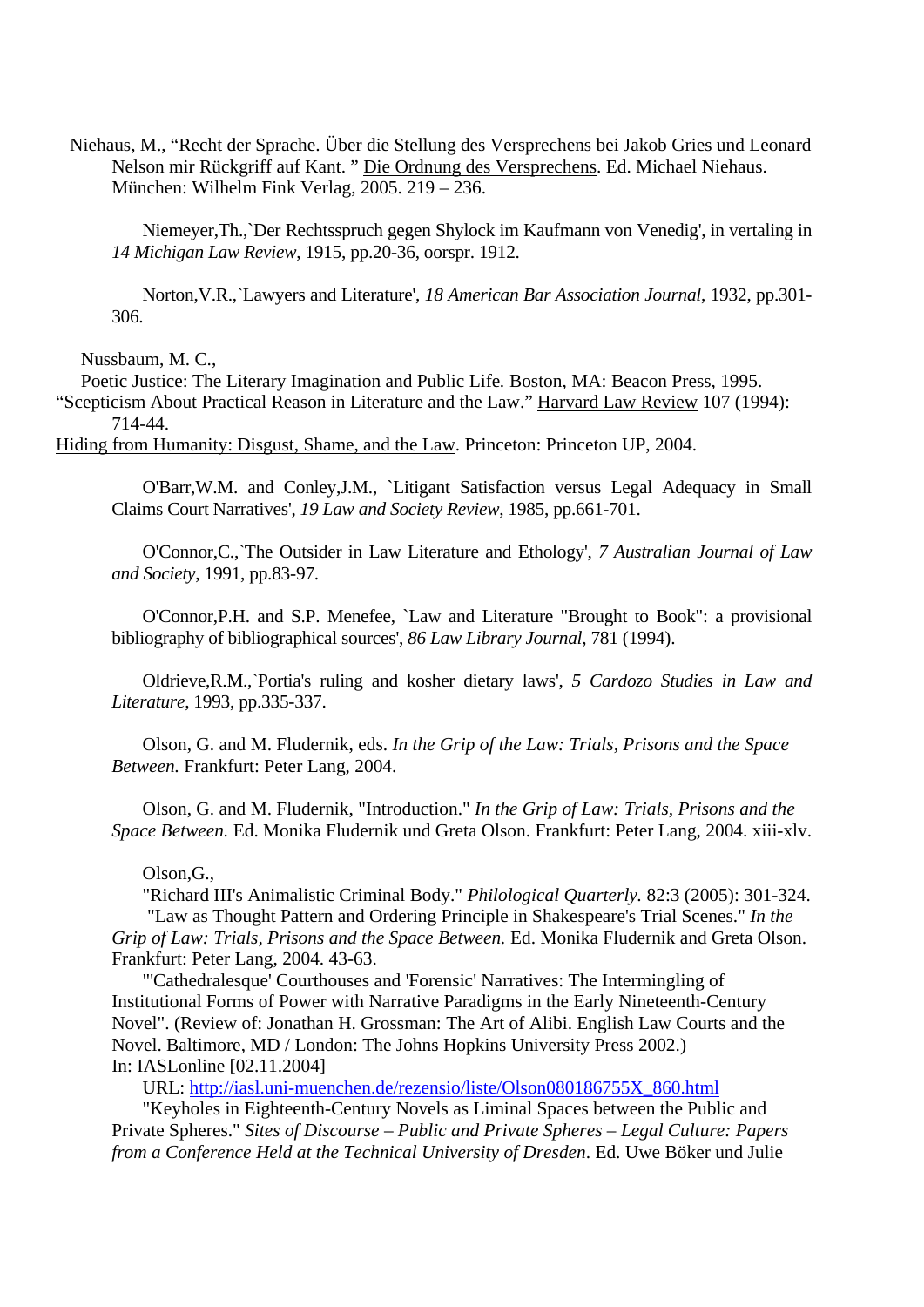Niehaus, M., "Recht der Sprache. Über die Stellung des Versprechens bei Jakob Gries und Leonard Nelson mir Rückgriff auf Kant. " Die Ordnung des Versprechens. Ed. Michael Niehaus. München: Wilhelm Fink Verlag, 2005. 219 – 236.

Niemeyer,Th.,`Der Rechtsspruch gegen Shylock im Kaufmann von Venedig', in vertaling in *14 Michigan Law Review*, 1915, pp.20-36, oorspr. 1912.

Norton,V.R.,`Lawyers and Literature', *18 American Bar Association Journal*, 1932, pp.301-306.

Nussbaum, M. C.,

Poetic Justice: The Literary Imagination and Public Life. Boston, MA: Beacon Press, 1995.

"Scepticism About Practical Reason in Literature and the Law." Harvard Law Review 107 (1994): 714-44.

Hiding from Humanity: Disgust, Shame, and the Law. Princeton: Princeton UP, 2004.

O'Barr,W.M. and Conley,J.M., `Litigant Satisfaction versus Legal Adequacy in Small Claims Court Narratives', *19 Law and Society Review*, 1985, pp.661-701.

O'Connor,C.,`The Outsider in Law Literature and Ethology', *7 Australian Journal of Law and Society*, 1991, pp.83-97.

O'Connor,P.H. and S.P. Menefee, `Law and Literature "Brought to Book": a provisional bibliography of bibliographical sources', *86 Law Library Journal*, 781 (1994).

Oldrieve,R.M.,`Portia's ruling and kosher dietary laws', *5 Cardozo Studies in Law and Literature*, 1993, pp.335-337.

Olson, G. and M. Fludernik, eds. *In the Grip of the Law: Trials, Prisons and the Space Between.* Frankfurt: Peter Lang, 2004.

Olson, G. and M. Fludernik, "Introduction." *In the Grip of Law: Trials, Prisons and the Space Between.* Ed. Monika Fludernik und Greta Olson. Frankfurt: Peter Lang, 2004. xiii-xlv.

Olson,G.,

"Richard III's Animalistic Criminal Body." *Philological Quarterly.* 82:3 (2005): 301-324.

"Law as Thought Pattern and Ordering Principle in Shakespeare's Trial Scenes." *In the Grip of Law: Trials, Prisons and the Space Between.* Ed. Monika Fludernik and Greta Olson. Frankfurt: Peter Lang, 2004. 43-63.

"'Cathedralesque' Courthouses and 'Forensic' Narratives: The Intermingling of Institutional Forms of Power with Narrative Paradigms in the Early Nineteenth-Century Novel". (Review of: Jonathan H. Grossman: The Art of Alibi. English Law Courts and the Novel. Baltimore, MD / London: The Johns Hopkins University Press 2002.)
In: IASLonline [02.11.2004]

URL: http://iasl.uni-muenchen.de/rezensio/liste/Olson080186755X_860.html

"Keyholes in Eighteenth-Century Novels as Liminal Spaces between the Public and Private Spheres." *Sites of Discourse – Public and Private Spheres – Legal Culture: Papers from a Conference Held at the Technical University of Dresden*. Ed. Uwe Böker und Julie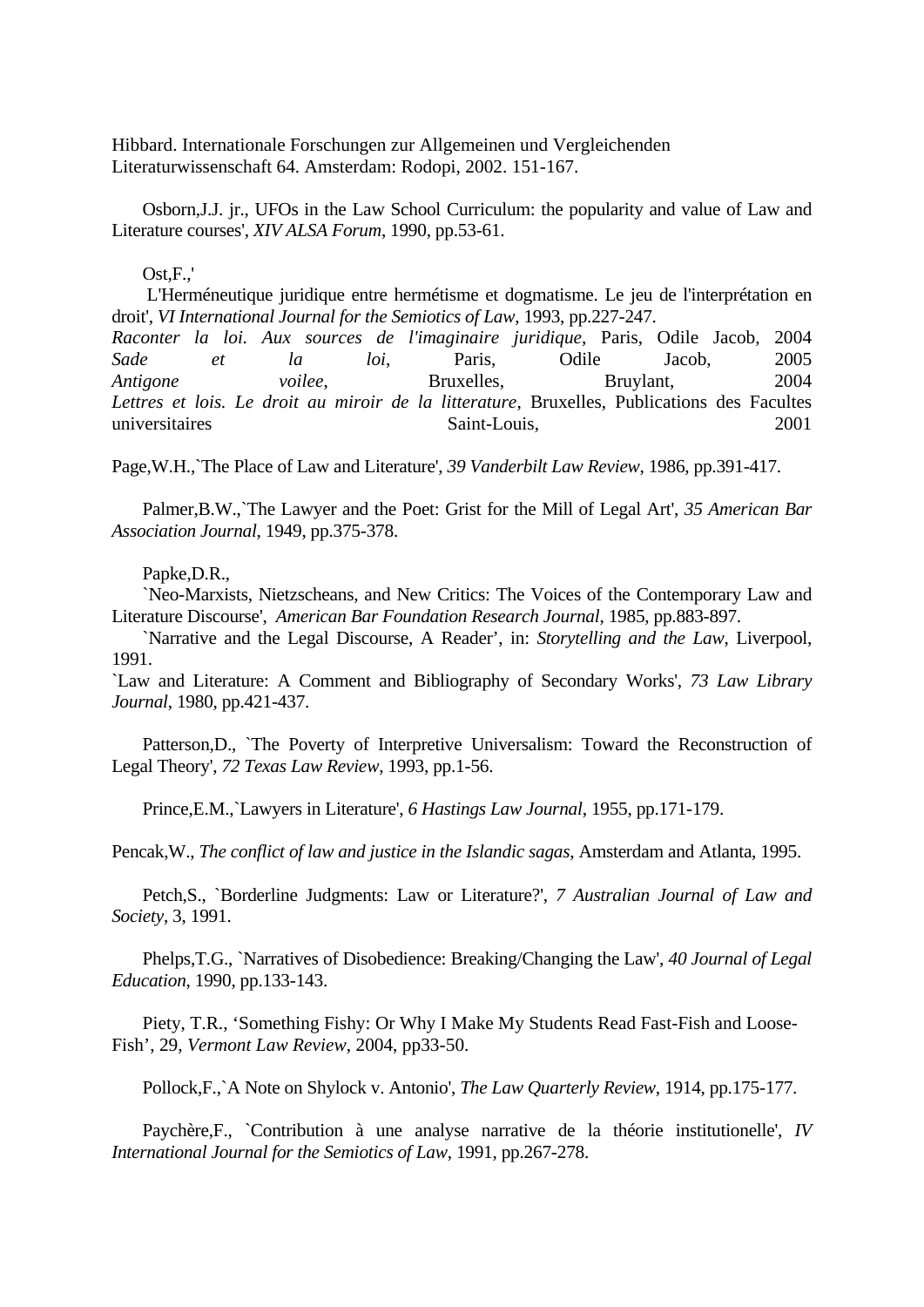Hibbard. Internationale Forschungen zur Allgemeinen und Vergleichenden Literaturwissenschaft 64. Amsterdam: Rodopi, 2002. 151-167.

Osborn,J.J. jr., UFOs in the Law School Curriculum: the popularity and value of Law and Literature courses', *XIV ALSA Forum*, 1990, pp.53-61.

Ost,F.,'
L'Herméneutique juridique entre hermétisme et dogmatisme. Le jeu de l'interprétation en droit', *VI International Journal for the Semiotics of Law*, 1993, pp.227-247.
*Raconter la loi. Aux sources de l'imaginaire juridique*, Paris, Odile Jacob, 2004
*Sade et la loi*, Paris, Odile Jacob, 2005
*Antigone voilee*, Bruxelles, Bruylant, 2004
*Lettres et lois. Le droit au miroir de la litterature*, Bruxelles, Publications des Facultes universitaires Saint-Louis, 2001

Page,W.H.,`The Place of Law and Literature', *39 Vanderbilt Law Review*, 1986, pp.391-417.

Palmer,B.W.,`The Lawyer and the Poet: Grist for the Mill of Legal Art', *35 American Bar Association Journal*, 1949, pp.375-378.

Papke,D.R.,
`Neo-Marxists, Nietzscheans, and New Critics: The Voices of the Contemporary Law and Literature Discourse', *American Bar Foundation Research Journal*, 1985, pp.883-897.
`Narrative and the Legal Discourse, A Reader', in: *Storytelling and the Law*, Liverpool, 1991.
`Law and Literature: A Comment and Bibliography of Secondary Works', *73 Law Library Journal*, 1980, pp.421-437.

Patterson,D., `The Poverty of Interpretive Universalism: Toward the Reconstruction of Legal Theory', *72 Texas Law Review*, 1993, pp.1-56.

Prince,E.M.,`Lawyers in Literature', *6 Hastings Law Journal*, 1955, pp.171-179.

Pencak,W., *The conflict of law and justice in the Islandic sagas*, Amsterdam and Atlanta, 1995.

Petch,S., `Borderline Judgments: Law or Literature?', *7 Australian Journal of Law and Society*, 3, 1991.

Phelps,T.G., `Narratives of Disobedience: Breaking/Changing the Law', *40 Journal of Legal Education*, 1990, pp.133-143.

Piety, T.R., 'Something Fishy: Or Why I Make My Students Read Fast-Fish and Loose-Fish', 29, *Vermont Law Review*, 2004, pp33-50.

Pollock,F.,`A Note on Shylock v. Antonio', *The Law Quarterly Review*, 1914, pp.175-177.

Paychère,F., `Contribution à une analyse narrative de la théorie institutionelle', *IV International Journal for the Semiotics of Law*, 1991, pp.267-278.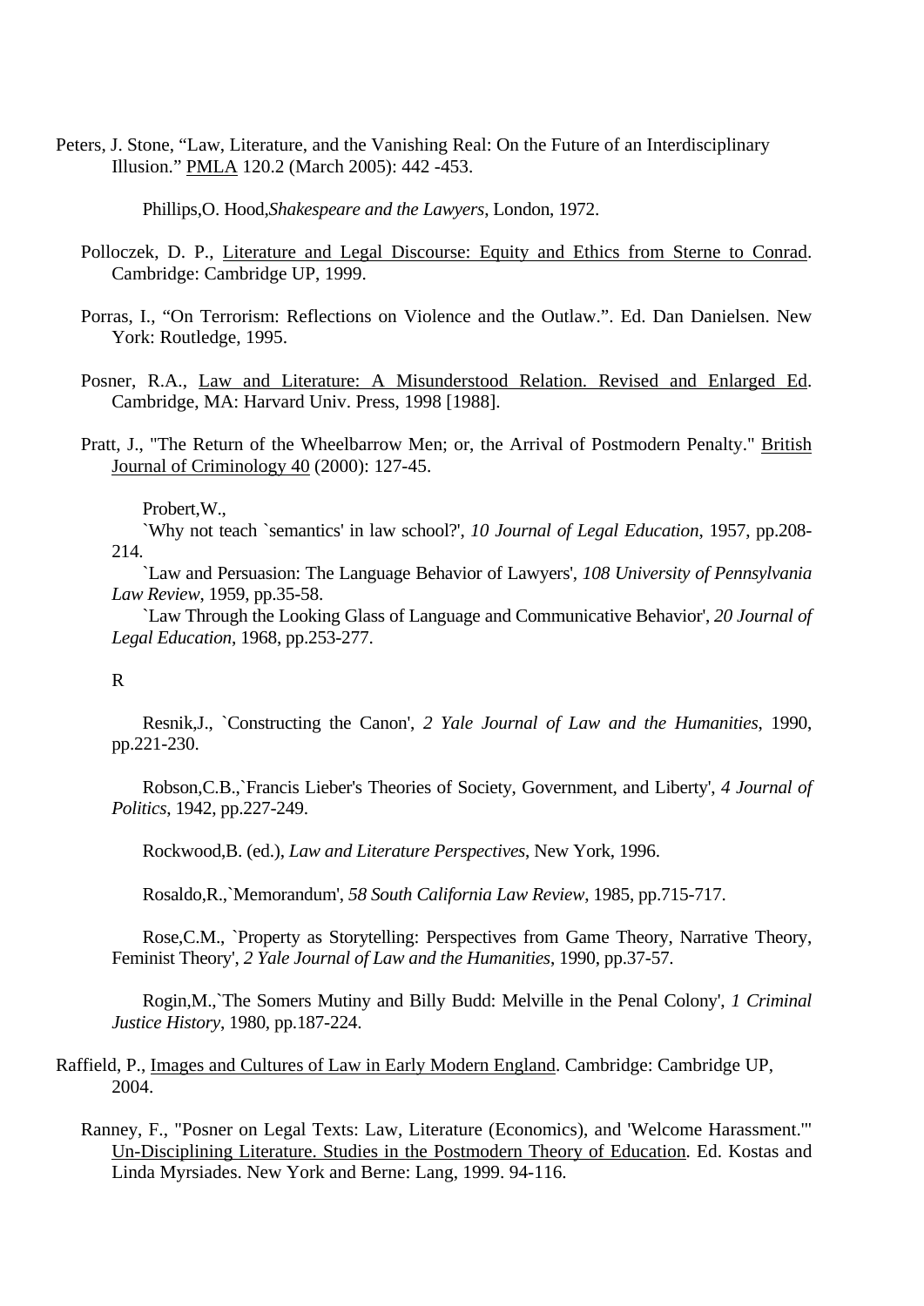Peters, J. Stone, "Law, Literature, and the Vanishing Real: On the Future of an Interdisciplinary Illusion." PMLA 120.2 (March 2005): 442 -453.

Phillips,O. Hood,*Shakespeare and the Lawyers*, London, 1972.

Polloczek, D. P., Literature and Legal Discourse: Equity and Ethics from Sterne to Conrad. Cambridge: Cambridge UP, 1999.

Porras, I., "On Terrorism: Reflections on Violence and the Outlaw.". Ed. Dan Danielsen. New York: Routledge, 1995.

Posner, R.A., Law and Literature: A Misunderstood Relation. Revised and Enlarged Ed. Cambridge, MA: Harvard Univ. Press, 1998 [1988].

Pratt, J., "The Return of the Wheelbarrow Men; or, the Arrival of Postmodern Penalty." British Journal of Criminology 40 (2000): 127-45.

Probert,W.,

`Why not teach `semantics' in law school?', *10 Journal of Legal Education*, 1957, pp.208-214.

`Law and Persuasion: The Language Behavior of Lawyers', *108 University of Pennsylvania Law Review*, 1959, pp.35-58.

`Law Through the Looking Glass of Language and Communicative Behavior', *20 Journal of Legal Education*, 1968, pp.253-277.

R

Resnik,J., `Constructing the Canon', *2 Yale Journal of Law and the Humanities*, 1990, pp.221-230.

Robson,C.B.,`Francis Lieber's Theories of Society, Government, and Liberty', *4 Journal of Politics*, 1942, pp.227-249.

Rockwood,B. (ed.), *Law and Literature Perspectives*, New York, 1996.

Rosaldo,R.,`Memorandum', *58 South California Law Review*, 1985, pp.715-717.

Rose,C.M., `Property as Storytelling: Perspectives from Game Theory, Narrative Theory, Feminist Theory', *2 Yale Journal of Law and the Humanities*, 1990, pp.37-57.

Rogin,M.,`The Somers Mutiny and Billy Budd: Melville in the Penal Colony', *1 Criminal Justice History*, 1980, pp.187-224.

Raffield, P., Images and Cultures of Law in Early Modern England. Cambridge: Cambridge UP, 2004.

Ranney, F., "Posner on Legal Texts: Law, Literature (Economics), and 'Welcome Harassment.'" Un-Disciplining Literature. Studies in the Postmodern Theory of Education. Ed. Kostas and Linda Myrsiades. New York and Berne: Lang, 1999. 94-116.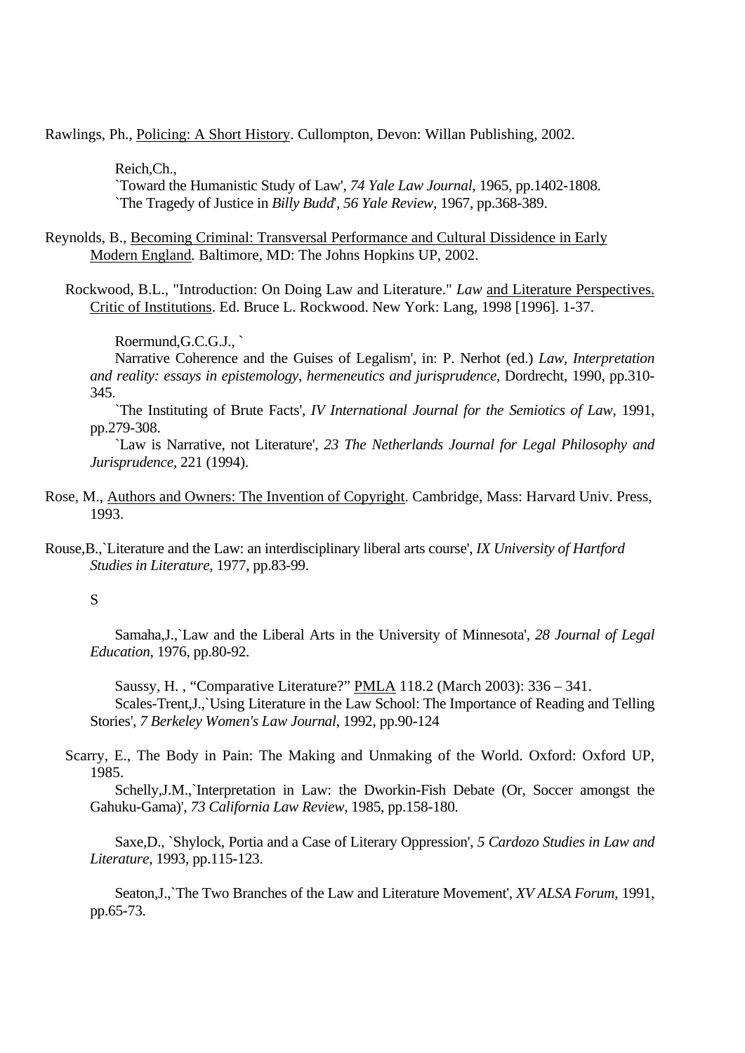Rawlings, Ph., Policing: A Short History. Cullompton, Devon: Willan Publishing, 2002.

Reich,Ch.,
`Toward the Humanistic Study of Law', *74 Yale Law Journal*, 1965, pp.1402-1808.
`The Tragedy of Justice in *Billy Budd*', *56 Yale Review*, 1967, pp.368-389.

Reynolds, B., Becoming Criminal: Transversal Performance and Cultural Dissidence in Early Modern England. Baltimore, MD: The Johns Hopkins UP, 2002.

Rockwood, B.L., "Introduction: On Doing Law and Literature." *Law* and Literature Perspectives. Critic of Institutions. Ed. Bruce L. Rockwood. New York: Lang, 1998 [1996]. 1-37.

Roermund,G.C.G.J., `
Narrative Coherence and the Guises of Legalism', in: P. Nerhot (ed.) *Law, Interpretation and reality: essays in epistemology, hermeneutics and jurisprudence*, Dordrecht, 1990, pp.310-345.
`The Instituting of Brute Facts', *IV International Journal for the Semiotics of Law*, 1991, pp.279-308.
`Law is Narrative, not Literature', *23 The Netherlands Journal for Legal Philosophy and Jurisprudence*, 221 (1994).

Rose, M., Authors and Owners: The Invention of Copyright. Cambridge, Mass: Harvard Univ. Press, 1993.

Rouse,B.,`Literature and the Law: an interdisciplinary liberal arts course', *IX University of Hartford Studies in Literature*, 1977, pp.83-99.

S

Samaha,J.,`Law and the Liberal Arts in the University of Minnesota', *28 Journal of Legal Education*, 1976, pp.80-92.

Saussy, H. , "Comparative Literature?" PMLA 118.2 (March 2003): 336 – 341.
Scales-Trent,J.,`Using Literature in the Law School: The Importance of Reading and Telling Stories', *7 Berkeley Women's Law Journal*, 1992, pp.90-124

Scarry, E., The Body in Pain: The Making and Unmaking of the World. Oxford: Oxford UP, 1985.
Schelly,J.M.,`Interpretation in Law: the Dworkin-Fish Debate (Or, Soccer amongst the Gahuku-Gama)', *73 California Law Review*, 1985, pp.158-180.

Saxe,D., `Shylock, Portia and a Case of Literary Oppression', *5 Cardozo Studies in Law and Literature*, 1993, pp.115-123.

Seaton,J.,`The Two Branches of the Law and Literature Movement', *XV ALSA Forum*, 1991, pp.65-73.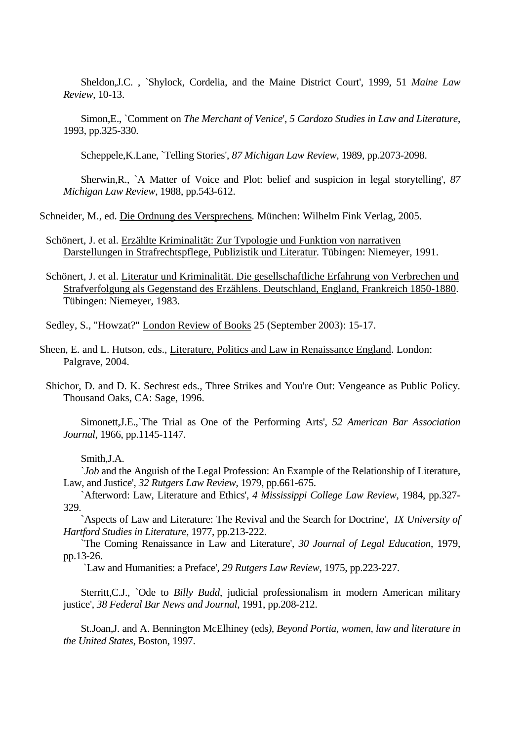Sheldon,J.C. , `Shylock, Cordelia, and the Maine District Court', 1999, 51 *Maine Law Review*, 10-13.

Simon,E., `Comment on *The Merchant of Venice*', *5 Cardozo Studies in Law and Literature*, 1993, pp.325-330.

Scheppele,K.Lane, `Telling Stories', *87 Michigan Law Review*, 1989, pp.2073-2098.

Sherwin,R., `A Matter of Voice and Plot: belief and suspicion in legal storytelling', *87 Michigan Law Review*, 1988, pp.543-612.

Schneider, M., ed. <u>Die Ordnung des Versprechens</u>. München: Wilhelm Fink Verlag, 2005.

Schönert, J. et al. <u>Erzählte Kriminalität: Zur Typologie und Funktion von narrativen Darstellungen in Strafrechtspflege, Publizistik und Literatur</u>. Tübingen: Niemeyer, 1991.

Schönert, J. et al. <u>Literatur und Kriminalität. Die gesellschaftliche Erfahrung von Verbrechen und Strafverfolgung als Gegenstand des Erzählens. Deutschland, England, Frankreich 1850-1880</u>. Tübingen: Niemeyer, 1983.

Sedley, S., "Howzat?" <u>London Review of Books</u> 25 (September 2003): 15-17.

Sheen, E. and L. Hutson, eds., <u>Literature, Politics and Law in Renaissance England</u>. London: Palgrave, 2004.

Shichor, D. and D. K. Sechrest eds., <u>Three Strikes and You're Out: Vengeance as Public Policy</u>. Thousand Oaks, CA: Sage, 1996.

Simonett,J.E.,`The Trial as One of the Performing Arts', *52 American Bar Association Journal*, 1966, pp.1145-1147.

Smith,J.A.

`*Job* and the Anguish of the Legal Profession: An Example of the Relationship of Literature, Law, and Justice', *32 Rutgers Law Review*, 1979, pp.661-675.

`Afterword: Law, Literature and Ethics', *4 Mississippi College Law Review*, 1984, pp.327-329.

`Aspects of Law and Literature: The Revival and the Search for Doctrine', *IX University of Hartford Studies in Literature*, 1977, pp.213-222.

`The Coming Renaissance in Law and Literature', *30 Journal of Legal Education*, 1979, pp.13-26.

`Law and Humanities: a Preface', *29 Rutgers Law Review*, 1975, pp.223-227.

Sterritt,C.J., `Ode to *Billy Budd*, judicial professionalism in modern American military justice', *38 Federal Bar News and Journal*, 1991, pp.208-212.

St.Joan,J. and A. Bennington McElhiney (eds*), Beyond Portia, women, law and literature in the United States*, Boston, 1997.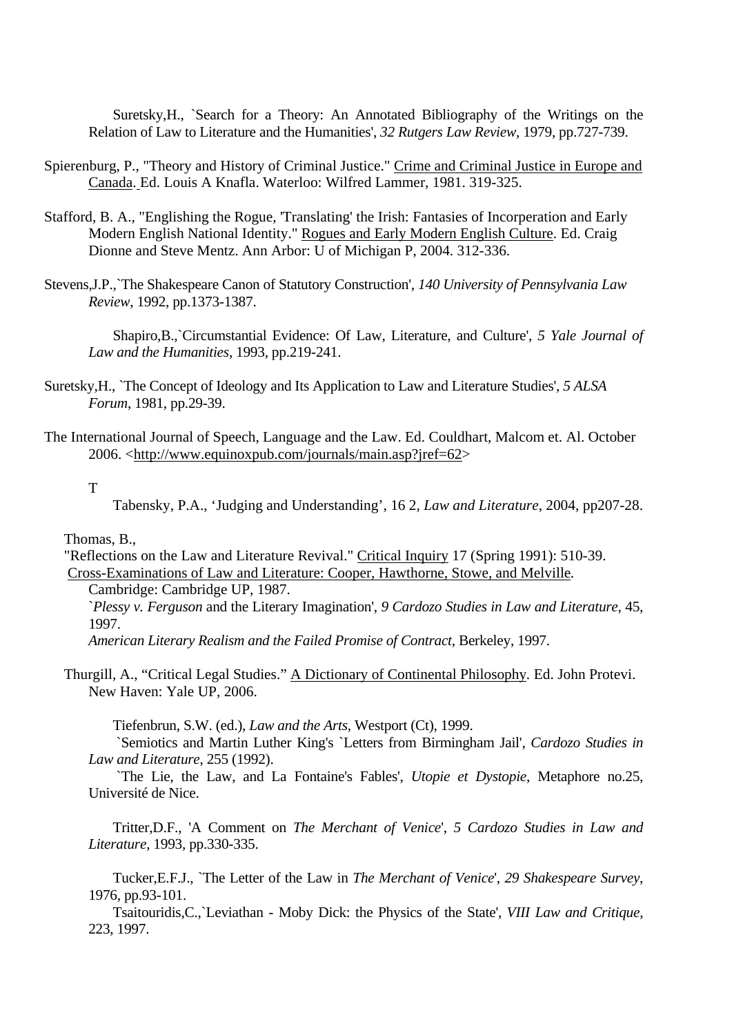Suretsky,H., `Search for a Theory: An Annotated Bibliography of the Writings on the Relation of Law to Literature and the Humanities', *32 Rutgers Law Review*, 1979, pp.727-739.

Spierenburg, P., "Theory and History of Criminal Justice." Crime and Criminal Justice in Europe and Canada. Ed. Louis A Knafla. Waterloo: Wilfred Lammer, 1981. 319-325.

Stafford, B. A., "Englishing the Rogue, 'Translating' the Irish: Fantasies of Incorperation and Early Modern English National Identity." Rogues and Early Modern English Culture. Ed. Craig Dionne and Steve Mentz. Ann Arbor: U of Michigan P, 2004. 312-336.

Stevens,J.P.,`The Shakespeare Canon of Statutory Construction', *140 University of Pennsylvania Law Review*, 1992, pp.1373-1387.

Shapiro,B.,`Circumstantial Evidence: Of Law, Literature, and Culture', *5 Yale Journal of Law and the Humanities*, 1993, pp.219-241.

Suretsky,H., `The Concept of Ideology and Its Application to Law and Literature Studies', *5 ALSA Forum*, 1981, pp.29-39.

The International Journal of Speech, Language and the Law. Ed. Couldhart, Malcom et. Al. October 2006. <http://www.equinoxpub.com/journals/main.asp?jref=62>

T

Tabensky, P.A., 'Judging and Understanding', 16 2, *Law and Literature*, 2004, pp207-28.

Thomas, B.,

"Reflections on the Law and Literature Revival." Critical Inquiry 17 (Spring 1991): 510-39.

Cross-Examinations of Law and Literature: Cooper, Hawthorne, Stowe, and Melville. Cambridge: Cambridge UP, 1987.

`*Plessy v. Ferguson* and the Literary Imagination', *9 Cardozo Studies in Law and Literature*, 45, 1997.

*American Literary Realism and the Failed Promise of Contract*, Berkeley, 1997.

Thurgill, A., "Critical Legal Studies." A Dictionary of Continental Philosophy. Ed. John Protevi. New Haven: Yale UP, 2006.

Tiefenbrun, S.W. (ed.), *Law and the Arts*, Westport (Ct), 1999.

`Semiotics and Martin Luther King's `Letters from Birmingham Jail', *Cardozo Studies in Law and Literature*, 255 (1992).

`The Lie, the Law, and La Fontaine's Fables', *Utopie et Dystopie*, Metaphore no.25, Université de Nice.

Tritter,D.F., 'A Comment on *The Merchant of Venice*', *5 Cardozo Studies in Law and Literature*, 1993, pp.330-335.

Tucker,E.F.J., `The Letter of the Law in *The Merchant of Venice*', *29 Shakespeare Survey*, 1976, pp.93-101.

Tsaitouridis,C.,`Leviathan - Moby Dick: the Physics of the State', *VIII Law and Critique*, 223, 1997.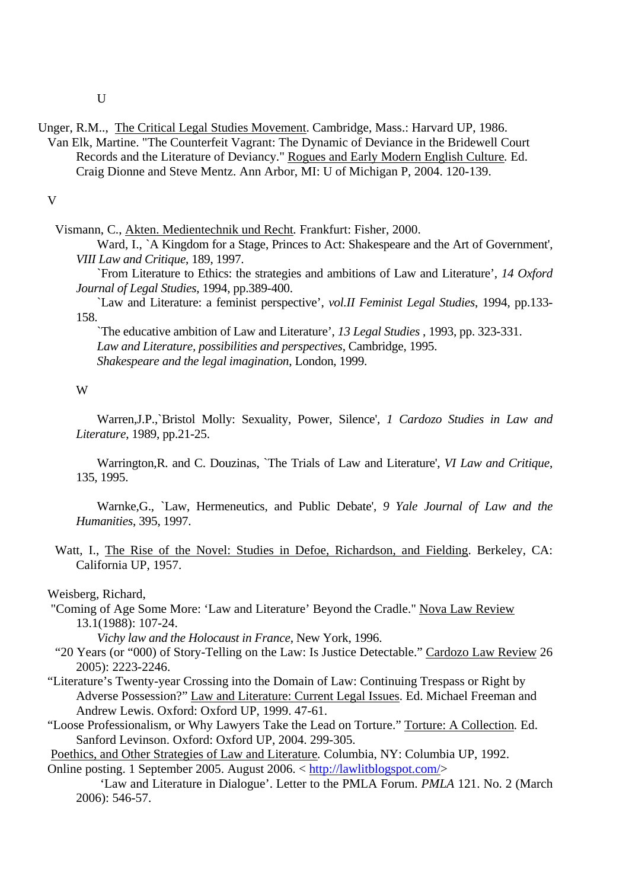U

Unger, R.M.., The Critical Legal Studies Movement. Cambridge, Mass.: Harvard UP, 1986.

Van Elk, Martine. "The Counterfeit Vagrant: The Dynamic of Deviance in the Bridewell Court Records and the Literature of Deviancy." Rogues and Early Modern English Culture. Ed. Craig Dionne and Steve Mentz. Ann Arbor, MI: U of Michigan P, 2004. 120-139.

V

Vismann, C., Akten. Medientechnik und Recht. Frankfurt: Fisher, 2000.

Ward, I., `A Kingdom for a Stage, Princes to Act: Shakespeare and the Art of Government', *VIII Law and Critique*, 189, 1997.

`From Literature to Ethics: the strategies and ambitions of Law and Literature', *14 Oxford Journal of Legal Studies*, 1994, pp.389-400.

`Law and Literature: a feminist perspective', *vol.II Feminist Legal Studies*, 1994, pp.133-158.

`The educative ambition of Law and Literature', *13 Legal Studies* , 1993, pp. 323-331.

*Law and Literature, possibilities and perspectives*, Cambridge, 1995.

*Shakespeare and the legal imagination*, London, 1999.

W

Warren,J.P.,`Bristol Molly: Sexuality, Power, Silence', *1 Cardozo Studies in Law and Literature*, 1989, pp.21-25.

Warrington,R. and C. Douzinas, `The Trials of Law and Literature', *VI Law and Critique*, 135, 1995.

Warnke,G., `Law, Hermeneutics, and Public Debate', *9 Yale Journal of Law and the Humanities*, 395, 1997.

Watt, I., The Rise of the Novel: Studies in Defoe, Richardson, and Fielding. Berkeley, CA: California UP, 1957.

Weisberg, Richard,

"Coming of Age Some More: 'Law and Literature' Beyond the Cradle." Nova Law Review 13.1(1988): 107-24.

*Vichy law and the Holocaust in France*, New York, 1996.

"20 Years (or "000) of Story-Telling on the Law: Is Justice Detectable." Cardozo Law Review 26 2005): 2223-2246.

"Literature's Twenty-year Crossing into the Domain of Law: Continuing Trespass or Right by Adverse Possession?" Law and Literature: Current Legal Issues. Ed. Michael Freeman and Andrew Lewis. Oxford: Oxford UP, 1999. 47-61.

"Loose Professionalism, or Why Lawyers Take the Lead on Torture." Torture: A Collection. Ed. Sanford Levinson. Oxford: Oxford UP, 2004. 299-305.

Poethics, and Other Strategies of Law and Literature. Columbia, NY: Columbia UP, 1992.

Online posting. 1 September 2005. August 2006. < http://lawlitblogspot.com/>

'Law and Literature in Dialogue'. Letter to the PMLA Forum. *PMLA* 121. No. 2 (March 2006): 546-57.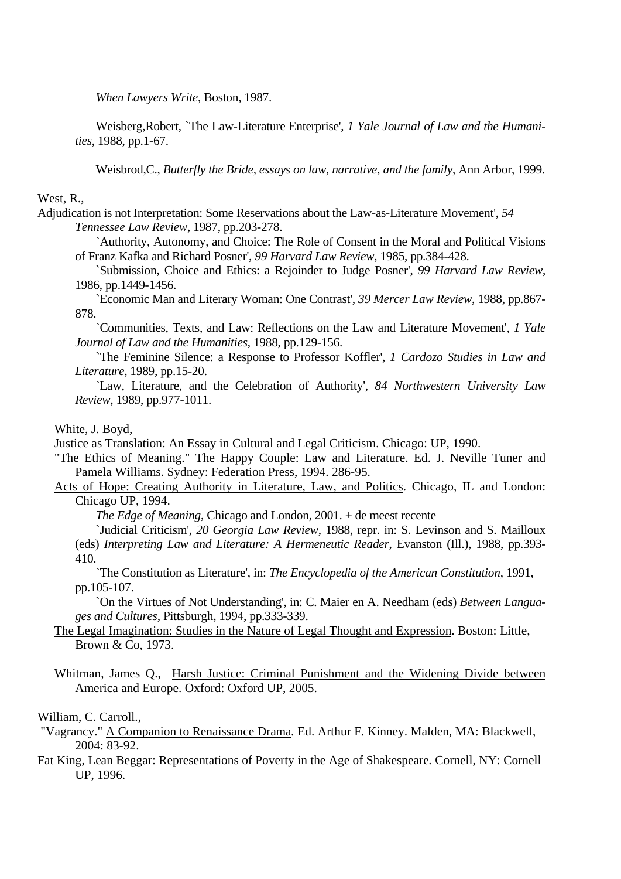*When Lawyers Write*, Boston, 1987.

Weisberg,Robert, `The Law-Literature Enterprise', *1 Yale Journal of Law and the Humanities*, 1988, pp.1-67.

Weisbrod,C., *Butterfly the Bride, essays on law, narrative, and the family*, Ann Arbor, 1999.

West, R.,

Adjudication is not Interpretation: Some Reservations about the Law-as-Literature Movement', *54 Tennessee Law Review*, 1987, pp.203-278.

`Authority, Autonomy, and Choice: The Role of Consent in the Moral and Political Visions of Franz Kafka and Richard Posner', *99 Harvard Law Review*, 1985, pp.384-428.

`Submission, Choice and Ethics: a Rejoinder to Judge Posner', *99 Harvard Law Review*, 1986, pp.1449-1456.

`Economic Man and Literary Woman: One Contrast', *39 Mercer Law Review*, 1988, pp.867-878.

`Communities, Texts, and Law: Reflections on the Law and Literature Movement', *1 Yale Journal of Law and the Humanities*, 1988, pp.129-156.

`The Feminine Silence: a Response to Professor Koffler', *1 Cardozo Studies in Law and Literature*, 1989, pp.15-20.

`Law, Literature, and the Celebration of Authority', *84 Northwestern University Law Review*, 1989, pp.977-1011.

White, J. Boyd,

Justice as Translation: An Essay in Cultural and Legal Criticism. Chicago: UP, 1990.

"The Ethics of Meaning." The Happy Couple: Law and Literature. Ed. J. Neville Tuner and Pamela Williams. Sydney: Federation Press, 1994. 286-95.

Acts of Hope: Creating Authority in Literature, Law, and Politics. Chicago, IL and London: Chicago UP, 1994.

*The Edge of Meaning*, Chicago and London, 2001. + de meest recente

`Judicial Criticism', *20 Georgia Law Review*, 1988, repr. in: S. Levinson and S. Mailloux (eds) *Interpreting Law and Literature: A Hermeneutic Reader*, Evanston (Ill.), 1988, pp.393-410.

`The Constitution as Literature', in: *The Encyclopedia of the American Constitution*, 1991, pp.105-107.

`On the Virtues of Not Understanding', in: C. Maier en A. Needham (eds) *Between Languages and Cultures*, Pittsburgh, 1994, pp.333-339.

The Legal Imagination: Studies in the Nature of Legal Thought and Expression. Boston: Little, Brown & Co, 1973.

Whitman, James Q., Harsh Justice: Criminal Punishment and the Widening Divide between America and Europe. Oxford: Oxford UP, 2005.

William, C. Carroll.,

"Vagrancy." A Companion to Renaissance Drama. Ed. Arthur F. Kinney. Malden, MA: Blackwell, 2004: 83-92.

Fat King, Lean Beggar: Representations of Poverty in the Age of Shakespeare. Cornell, NY: Cornell UP, 1996.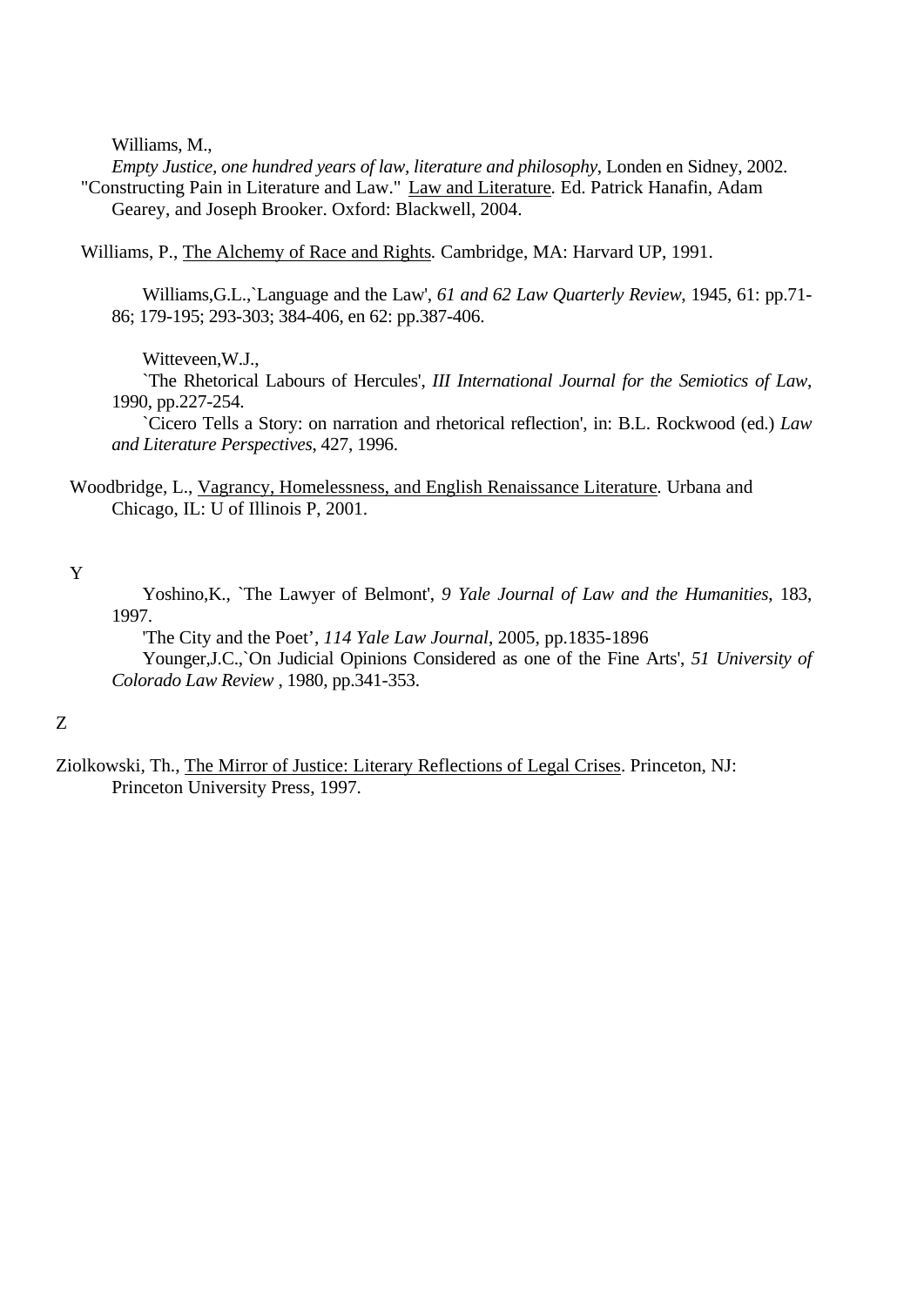Williams, M.,

*Empty Justice, one hundred years of law, literature and philosophy*, Londen en Sidney, 2002.

"Constructing Pain in Literature and Law." Law and Literature. Ed. Patrick Hanafin, Adam Gearey, and Joseph Brooker. Oxford: Blackwell, 2004.

Williams, P., The Alchemy of Race and Rights. Cambridge, MA: Harvard UP, 1991.

Williams,G.L.,`Language and the Law', *61 and 62 Law Quarterly Review*, 1945, 61: pp.71-86; 179-195; 293-303; 384-406, en 62: pp.387-406.

Witteveen,W.J.,

`The Rhetorical Labours of Hercules', *III International Journal for the Semiotics of Law*, 1990, pp.227-254.

`Cicero Tells a Story: on narration and rhetorical reflection', in: B.L. Rockwood (ed.) *Law and Literature Perspectives*, 427, 1996.

Woodbridge, L., Vagrancy, Homelessness, and English Renaissance Literature. Urbana and Chicago, IL: U of Illinois P, 2001.

Y

Yoshino,K., `The Lawyer of Belmont', *9 Yale Journal of Law and the Humanities*, 183, 1997.

'The City and the Poet', *114 Yale Law Journal*, 2005, pp.1835-1896

Younger,J.C.,`On Judicial Opinions Considered as one of the Fine Arts', *51 University of Colorado Law Review* , 1980, pp.341-353.

Z

Ziolkowski, Th., The Mirror of Justice: Literary Reflections of Legal Crises. Princeton, NJ: Princeton University Press, 1997.